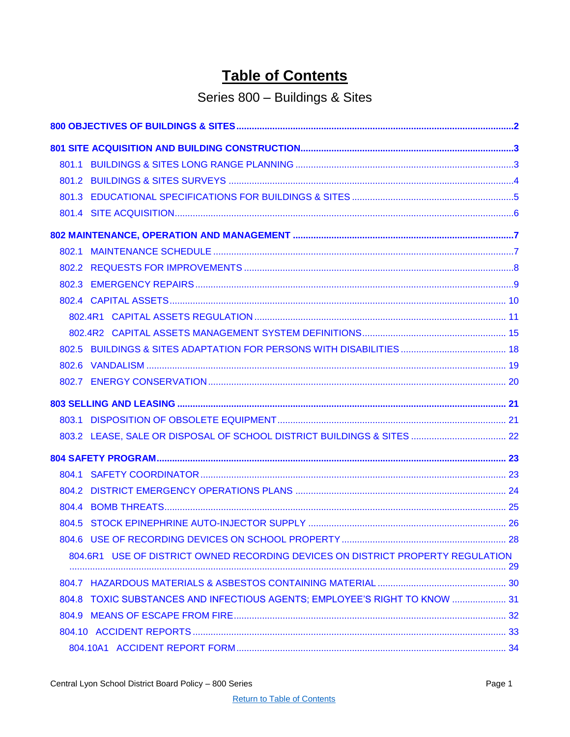# Table of Contents

## Series 800 – Buildings & Sites

**800 OBJECTIVES OF BUILDINGS & SITES ..... 2**

**801 SITE ACQUISITION AND BUILDING CONSTRUCTION ..... 3**

- 801.1 BUILDINGS & SITES LONG RANGE PLANNING ..... 3
- 801.2 BUILDINGS & SITES SURVEYS ..... 4
- 801.3 EDUCATIONAL SPECIFICATIONS FOR BUILDINGS & SITES ..... 5
- 801.4 SITE ACQUISITION ..... 6

**802 MAINTENANCE, OPERATION AND MANAGEMENT ..... 7**

- 802.1 MAINTENANCE SCHEDULE ..... 7
- 802.2 REQUESTS FOR IMPROVEMENTS ..... 8
- 802.3 EMERGENCY REPAIRS ..... 9
- 802.4 CAPITAL ASSETS ..... 10
  - 802.4R1 CAPITAL ASSETS REGULATION ..... 11
  - 802.4R2 CAPITAL ASSETS MANAGEMENT SYSTEM DEFINITIONS ..... 15
- 802.5 BUILDINGS & SITES ADAPTATION FOR PERSONS WITH DISABILITIES ..... 18
- 802.6 VANDALISM ..... 19
- 802.7 ENERGY CONSERVATION ..... 20

**803 SELLING AND LEASING ..... 21**

- 803.1 DISPOSITION OF OBSOLETE EQUIPMENT ..... 21
- 803.2 LEASE, SALE OR DISPOSAL OF SCHOOL DISTRICT BUILDINGS & SITES ..... 22

**804 SAFETY PROGRAM ..... 23**

- 804.1 SAFETY COORDINATOR ..... 23
- 804.2 DISTRICT EMERGENCY OPERATIONS PLANS ..... 24
- 804.4 BOMB THREATS ..... 25
- 804.5 STOCK EPINEPHRINE AUTO-INJECTOR SUPPLY ..... 26
- 804.6 USE OF RECORDING DEVICES ON SCHOOL PROPERTY ..... 28
  - 804.6R1 USE OF DISTRICT OWNED RECORDING DEVICES ON DISTRICT PROPERTY REGULATION ..... 29
- 804.7 HAZARDOUS MATERIALS & ASBESTOS CONTAINING MATERIAL ..... 30
- 804.8 TOXIC SUBSTANCES AND INFECTIOUS AGENTS; EMPLOYEE'S RIGHT TO KNOW ..... 31
- 804.9 MEANS OF ESCAPE FROM FIRE ..... 32
- 804.10 ACCIDENT REPORTS ..... 33
  - 804.10A1 ACCIDENT REPORT FORM ..... 34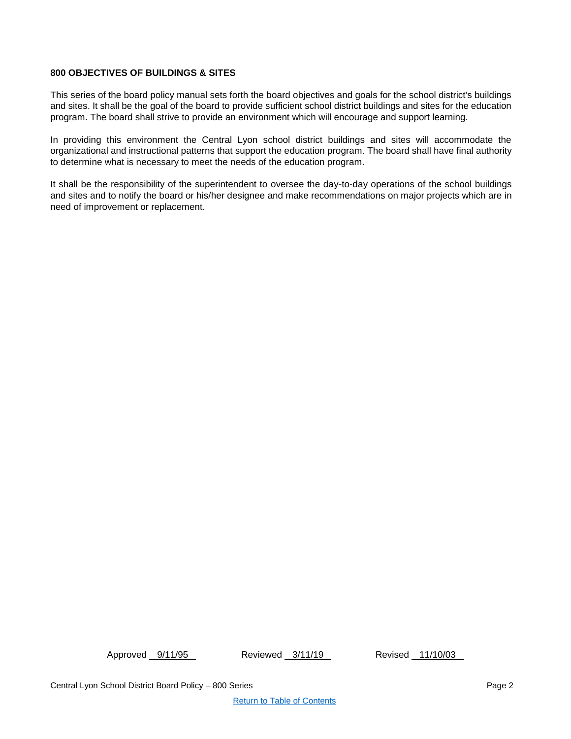# 800 OBJECTIVES OF BUILDINGS & SITES

This series of the board policy manual sets forth the board objectives and goals for the school district's buildings and sites. It shall be the goal of the board to provide sufficient school district buildings and sites for the education program. The board shall strive to provide an environment which will encourage and support learning.

In providing this environment the Central Lyon school district buildings and sites will accommodate the organizational and instructional patterns that support the education program. The board shall have final authority to determine what is necessary to meet the needs of the education program.

It shall be the responsibility of the superintendent to oversee the day-to-day operations of the school buildings and sites and to notify the board or his/her designee and make recommendations on major projects which are in need of improvement or replacement.

Approved 9/11/95 Reviewed 3/11/19 Revised 11/10/03

Return to Table of Contents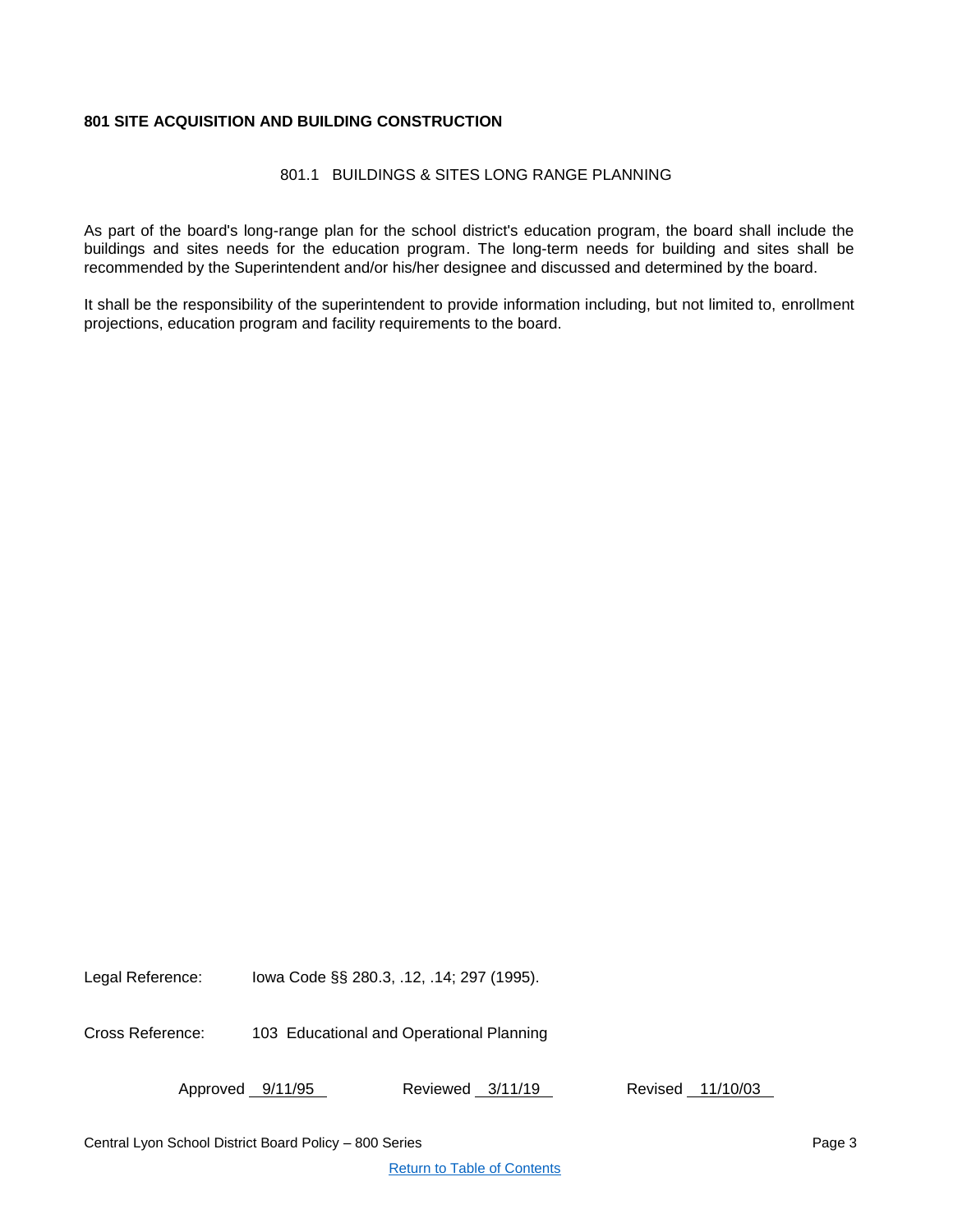**801 SITE ACQUISITION AND BUILDING CONSTRUCTION**

801.1 BUILDINGS & SITES LONG RANGE PLANNING

As part of the board's long-range plan for the school district's education program, the board shall include the buildings and sites needs for the education program. The long-term needs for building and sites shall be recommended by the Superintendent and/or his/her designee and discussed and determined by the board.

It shall be the responsibility of the superintendent to provide information including, but not limited to, enrollment projections, education program and facility requirements to the board.

Legal Reference: Iowa Code §§ 280.3, .12, .14; 297 (1995).

Cross Reference: 103 Educational and Operational Planning

Approved 9/11/95 Reviewed 3/11/19 Revised 11/10/03

[Return to Table of Contents]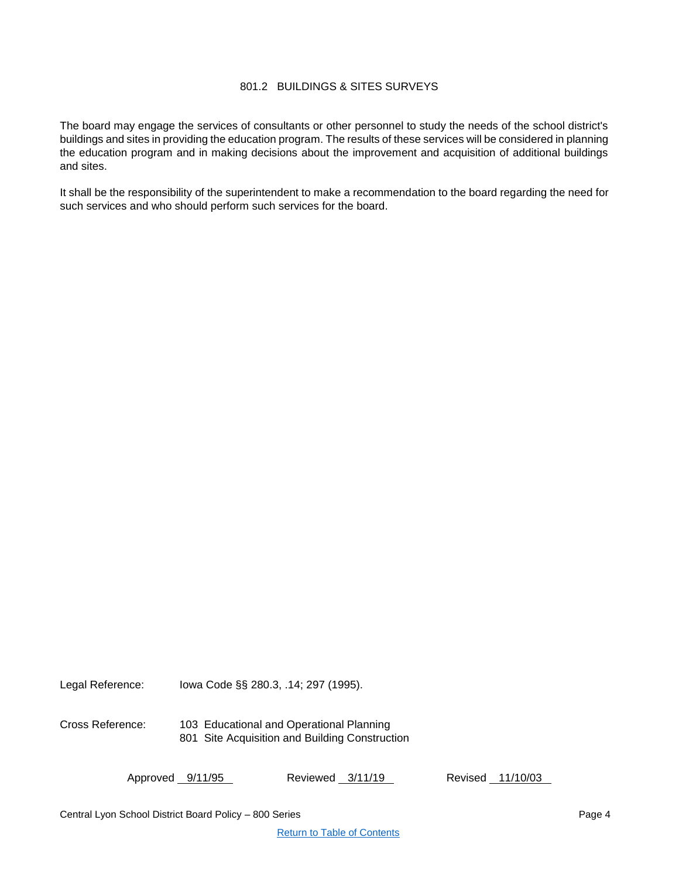# 801.2 BUILDINGS & SITES SURVEYS

The board may engage the services of consultants or other personnel to study the needs of the school district's buildings and sites in providing the education program. The results of these services will be considered in planning the education program and in making decisions about the improvement and acquisition of additional buildings and sites.

It shall be the responsibility of the superintendent to make a recommendation to the board regarding the need for such services and who should perform such services for the board.

Legal Reference: Iowa Code §§ 280.3, .14; 297 (1995).

Cross Reference: 103 Educational and Operational Planning
801 Site Acquisition and Building Construction

Approved 9/11/95 Reviewed 3/11/19 Revised 11/10/03

Return to Table of Contents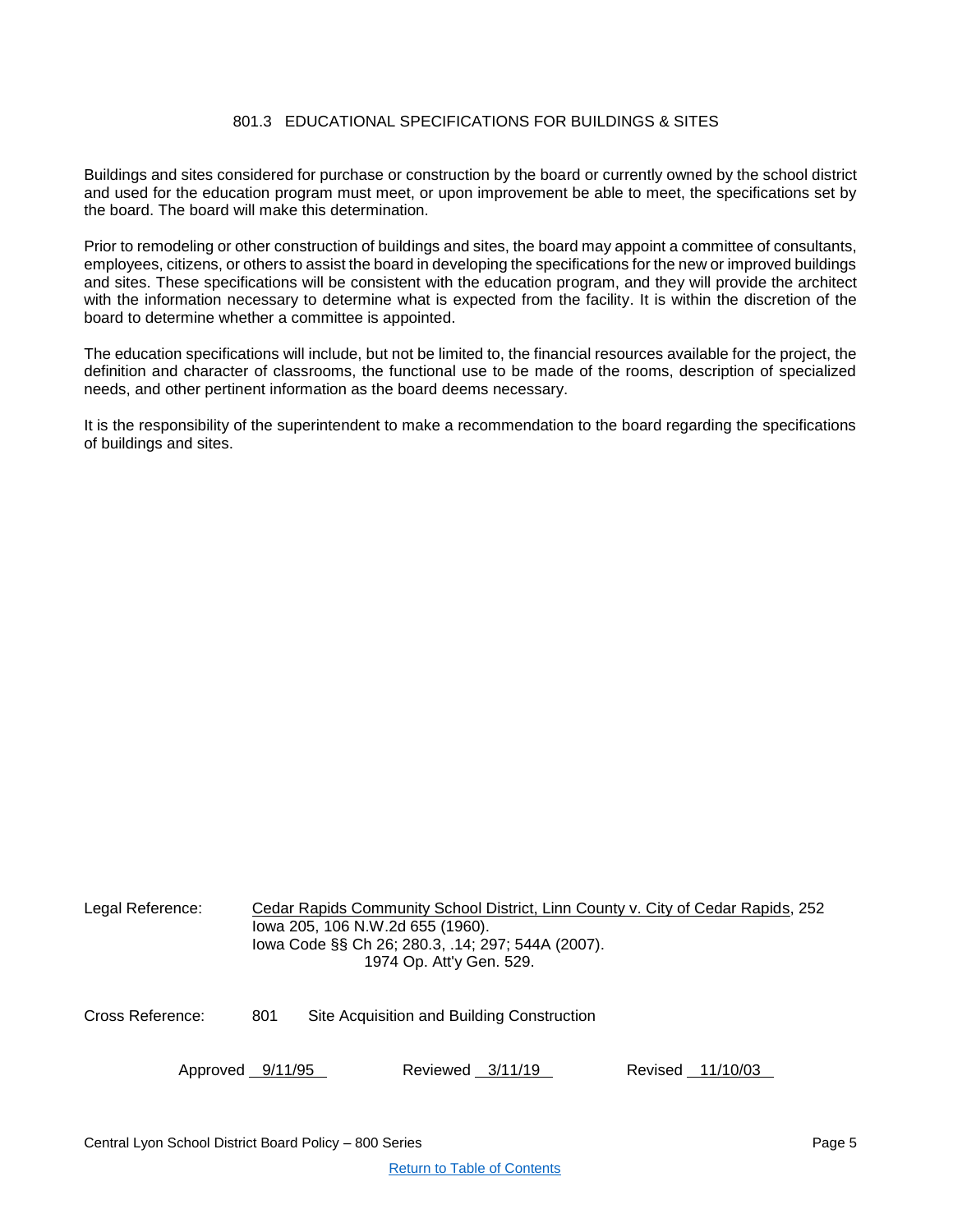## 801.3 EDUCATIONAL SPECIFICATIONS FOR BUILDINGS & SITES

Buildings and sites considered for purchase or construction by the board or currently owned by the school district and used for the education program must meet, or upon improvement be able to meet, the specifications set by the board. The board will make this determination.

Prior to remodeling or other construction of buildings and sites, the board may appoint a committee of consultants, employees, citizens, or others to assist the board in developing the specifications for the new or improved buildings and sites. These specifications will be consistent with the education program, and they will provide the architect with the information necessary to determine what is expected from the facility. It is within the discretion of the board to determine whether a committee is appointed.

The education specifications will include, but not be limited to, the financial resources available for the project, the definition and character of classrooms, the functional use to be made of the rooms, description of specialized needs, and other pertinent information as the board deems necessary.

It is the responsibility of the superintendent to make a recommendation to the board regarding the specifications of buildings and sites.

Legal Reference: Cedar Rapids Community School District, Linn County v. City of Cedar Rapids, 252 Iowa 205, 106 N.W.2d 655 (1960).
Iowa Code §§ Ch 26; 280.3, .14; 297; 544A (2007).
1974 Op. Att'y Gen. 529.

Cross Reference: 801 Site Acquisition and Building Construction

Approved 9/11/95 Reviewed 3/11/19 Revised 11/10/03

Return to Table of Contents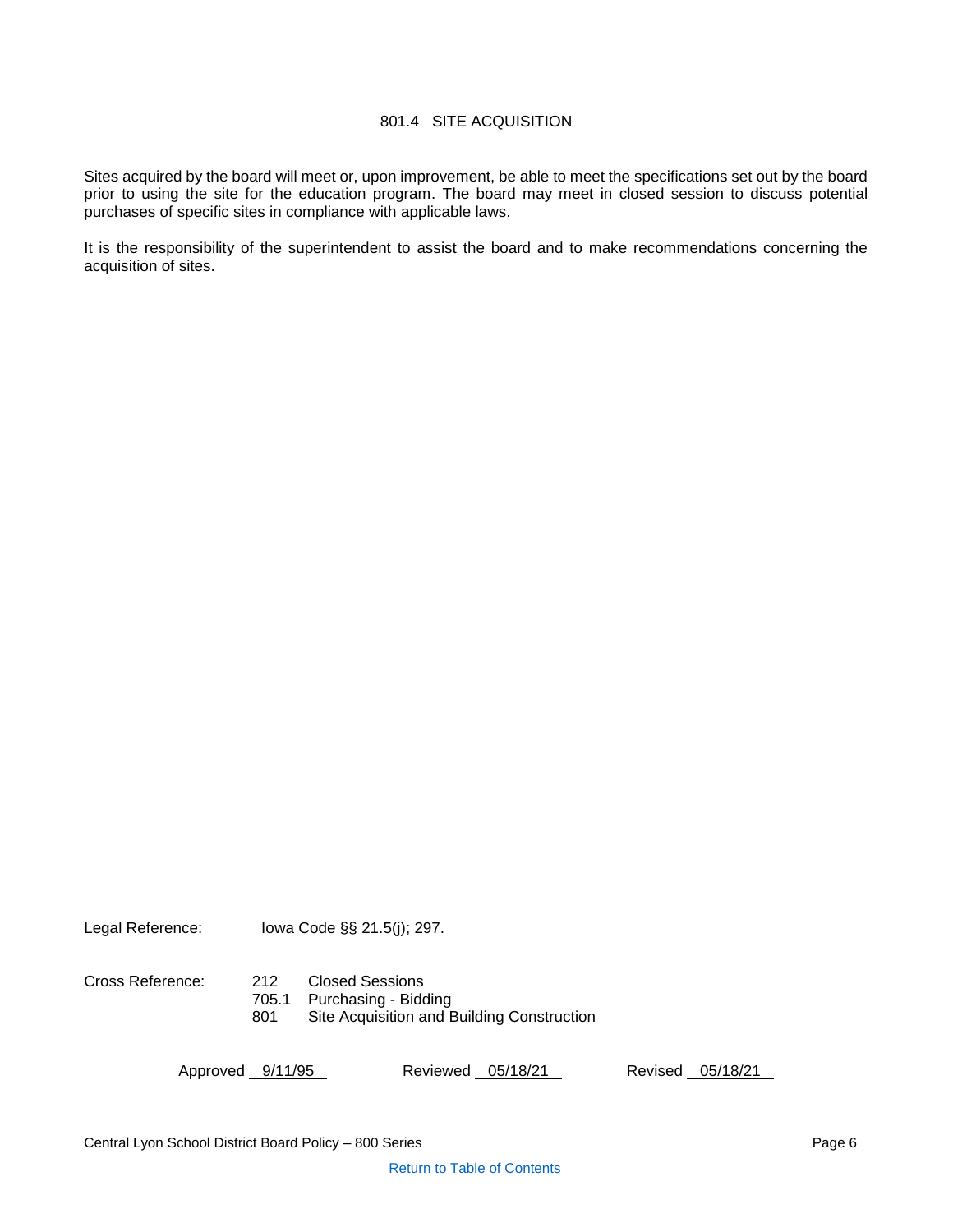# 801.4 SITE ACQUISITION

Sites acquired by the board will meet or, upon improvement, be able to meet the specifications set out by the board prior to using the site for the education program. The board may meet in closed session to discuss potential purchases of specific sites in compliance with applicable laws.

It is the responsibility of the superintendent to assist the board and to make recommendations concerning the acquisition of sites.

Legal Reference: Iowa Code §§ 21.5(j); 297.

Cross Reference:
- 212 Closed Sessions
- 705.1 Purchasing - Bidding
- 801 Site Acquisition and Building Construction

Approved 9/11/95 Reviewed 05/18/21 Revised 05/18/21

Return to Table of Contents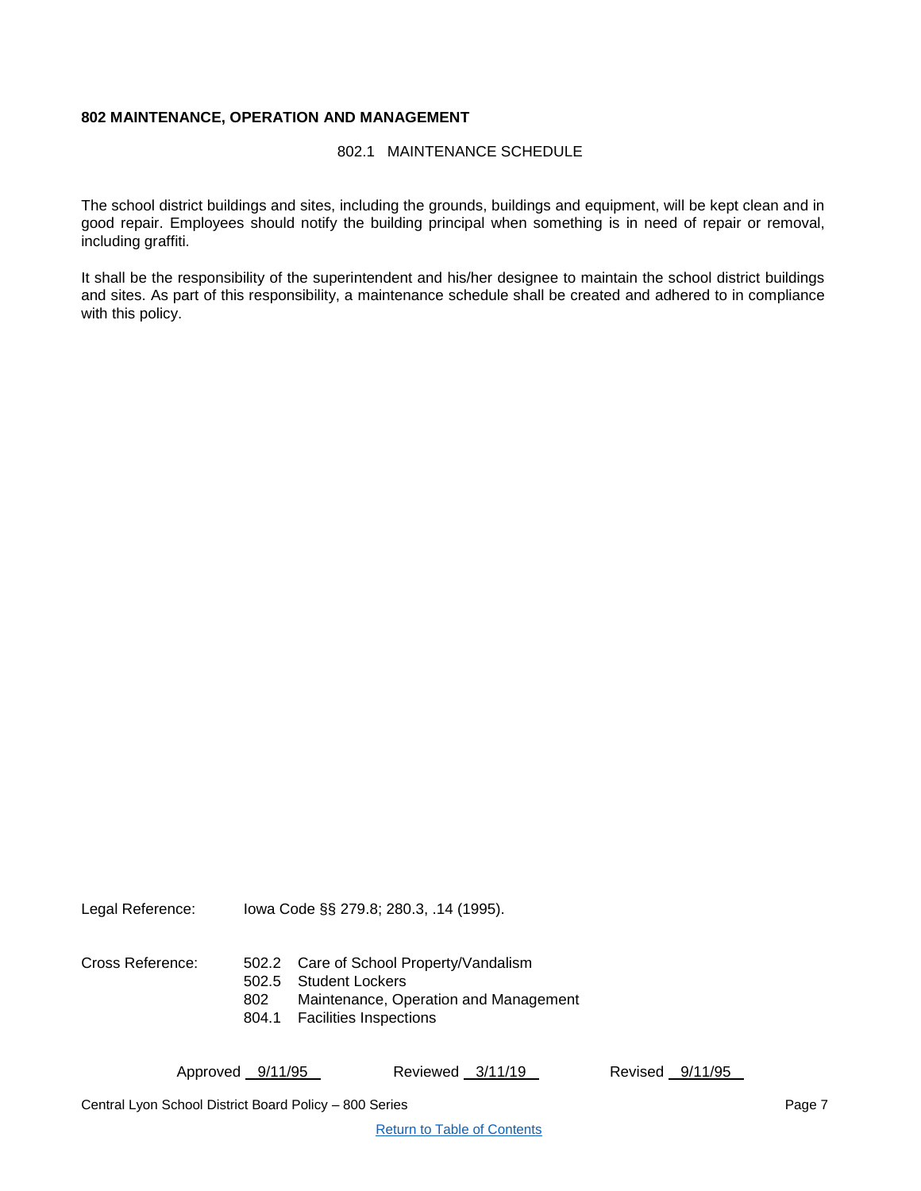**802 MAINTENANCE, OPERATION AND MANAGEMENT**

## 802.1 MAINTENANCE SCHEDULE

The school district buildings and sites, including the grounds, buildings and equipment, will be kept clean and in good repair. Employees should notify the building principal when something is in need of repair or removal, including graffiti.

It shall be the responsibility of the superintendent and his/her designee to maintain the school district buildings and sites. As part of this responsibility, a maintenance schedule shall be created and adhered to in compliance with this policy.

Legal Reference: Iowa Code §§ 279.8; 280.3, .14 (1995).

Cross Reference:
- 502.2 Care of School Property/Vandalism
- 502.5 Student Lockers
- 802 Maintenance, Operation and Management
- 804.1 Facilities Inspections

Approved 9/11/95 Reviewed 3/11/19 Revised 9/11/95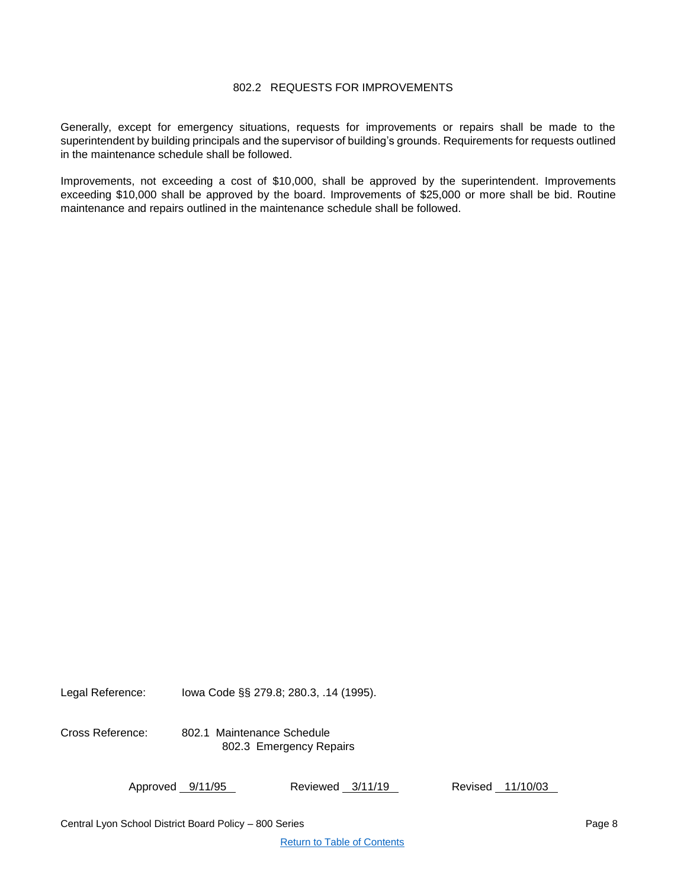# 802.2 REQUESTS FOR IMPROVEMENTS

Generally, except for emergency situations, requests for improvements or repairs shall be made to the superintendent by building principals and the supervisor of building's grounds. Requirements for requests outlined in the maintenance schedule shall be followed.

Improvements, not exceeding a cost of $10,000, shall be approved by the superintendent. Improvements exceeding $10,000 shall be approved by the board. Improvements of $25,000 or more shall be bid. Routine maintenance and repairs outlined in the maintenance schedule shall be followed.

Legal Reference: Iowa Code §§ 279.8; 280.3, .14 (1995).

Cross Reference: 802.1 Maintenance Schedule
802.3 Emergency Repairs

Approved 9/11/95 Reviewed 3/11/19 Revised 11/10/03

Return to Table of Contents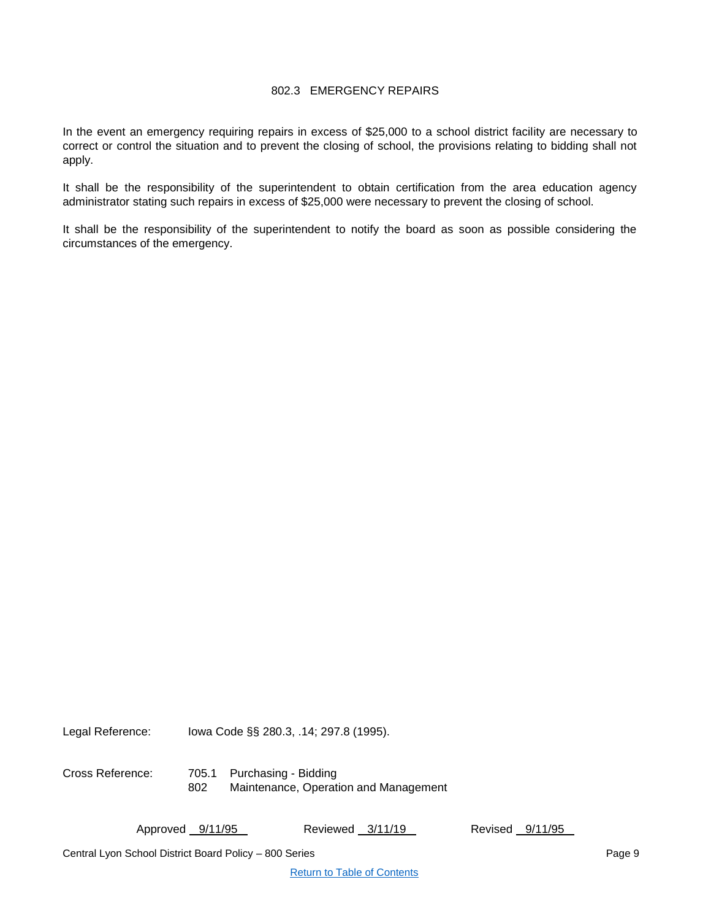# 802.3 EMERGENCY REPAIRS

In the event an emergency requiring repairs in excess of $25,000 to a school district facility are necessary to correct or control the situation and to prevent the closing of school, the provisions relating to bidding shall not apply.

It shall be the responsibility of the superintendent to obtain certification from the area education agency administrator stating such repairs in excess of $25,000 were necessary to prevent the closing of school.

It shall be the responsibility of the superintendent to notify the board as soon as possible considering the circumstances of the emergency.

Legal Reference: Iowa Code §§ 280.3, .14; 297.8 (1995).

Cross Reference:
705.1 Purchasing - Bidding
802 Maintenance, Operation and Management

Approved 9/11/95 Reviewed 3/11/19 Revised 9/11/95

Central Lyon School District Board Policy – 800 Series

Return to Table of Contents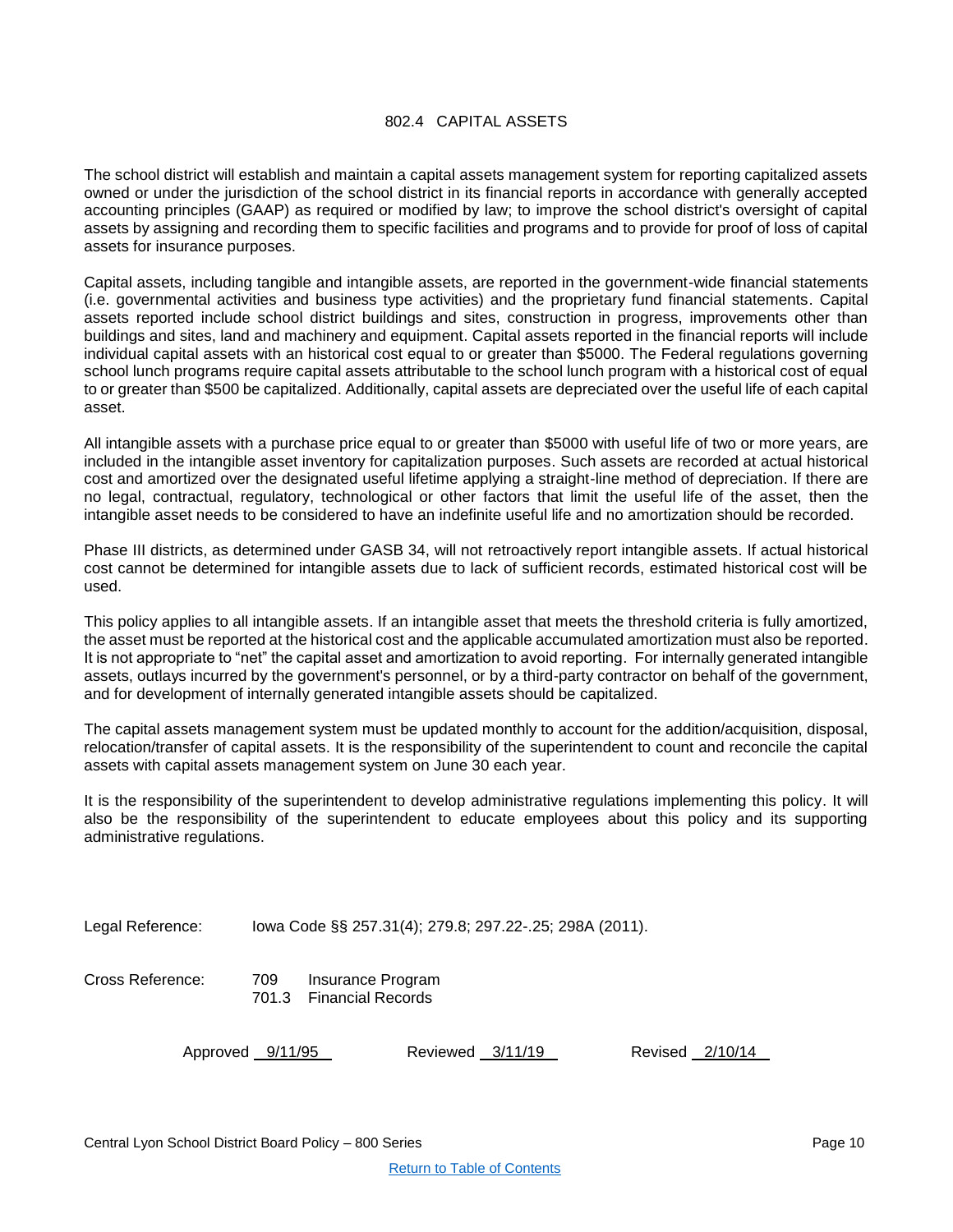# 802.4 CAPITAL ASSETS

The school district will establish and maintain a capital assets management system for reporting capitalized assets owned or under the jurisdiction of the school district in its financial reports in accordance with generally accepted accounting principles (GAAP) as required or modified by law; to improve the school district's oversight of capital assets by assigning and recording them to specific facilities and programs and to provide for proof of loss of capital assets for insurance purposes.

Capital assets, including tangible and intangible assets, are reported in the government-wide financial statements (i.e. governmental activities and business type activities) and the proprietary fund financial statements. Capital assets reported include school district buildings and sites, construction in progress, improvements other than buildings and sites, land and machinery and equipment. Capital assets reported in the financial reports will include individual capital assets with an historical cost equal to or greater than $5000. The Federal regulations governing school lunch programs require capital assets attributable to the school lunch program with a historical cost of equal to or greater than $500 be capitalized. Additionally, capital assets are depreciated over the useful life of each capital asset.

All intangible assets with a purchase price equal to or greater than $5000 with useful life of two or more years, are included in the intangible asset inventory for capitalization purposes. Such assets are recorded at actual historical cost and amortized over the designated useful lifetime applying a straight-line method of depreciation. If there are no legal, contractual, regulatory, technological or other factors that limit the useful life of the asset, then the intangible asset needs to be considered to have an indefinite useful life and no amortization should be recorded.

Phase III districts, as determined under GASB 34, will not retroactively report intangible assets. If actual historical cost cannot be determined for intangible assets due to lack of sufficient records, estimated historical cost will be used.

This policy applies to all intangible assets. If an intangible asset that meets the threshold criteria is fully amortized, the asset must be reported at the historical cost and the applicable accumulated amortization must also be reported. It is not appropriate to "net" the capital asset and amortization to avoid reporting. For internally generated intangible assets, outlays incurred by the government's personnel, or by a third-party contractor on behalf of the government, and for development of internally generated intangible assets should be capitalized.

The capital assets management system must be updated monthly to account for the addition/acquisition, disposal, relocation/transfer of capital assets. It is the responsibility of the superintendent to count and reconcile the capital assets with capital assets management system on June 30 each year.

It is the responsibility of the superintendent to develop administrative regulations implementing this policy. It will also be the responsibility of the superintendent to educate employees about this policy and its supporting administrative regulations.

Legal Reference: Iowa Code §§ 257.31(4); 279.8; 297.22-.25; 298A (2011).

Cross Reference: 709 Insurance Program
701.3 Financial Records

Approved 9/11/95 Reviewed 3/11/19 Revised 2/10/14

Return to Table of Contents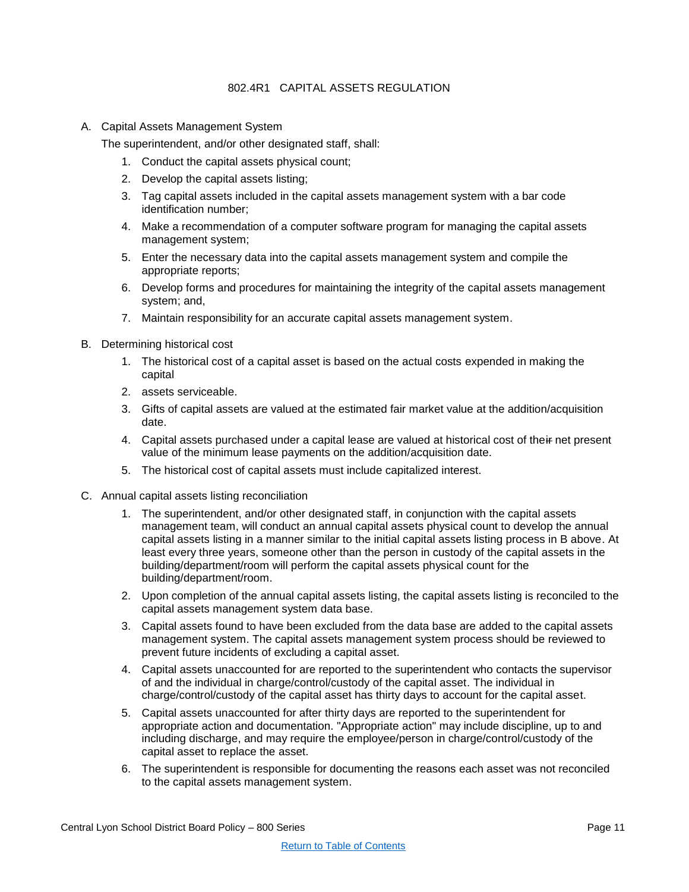# 802.4R1 CAPITAL ASSETS REGULATION

A. Capital Assets Management System

The superintendent, and/or other designated staff, shall:

1. Conduct the capital assets physical count;
2. Develop the capital assets listing;
3. Tag capital assets included in the capital assets management system with a bar code identification number;
4. Make a recommendation of a computer software program for managing the capital assets management system;
5. Enter the necessary data into the capital assets management system and compile the appropriate reports;
6. Develop forms and procedures for maintaining the integrity of the capital assets management system; and,
7. Maintain responsibility for an accurate capital assets management system.

B. Determining historical cost

1. The historical cost of a capital asset is based on the actual costs expended in making the capital
2. assets serviceable.
3. Gifts of capital assets are valued at the estimated fair market value at the addition/acquisition date.
4. Capital assets purchased under a capital lease are valued at historical cost of their net present value of the minimum lease payments on the addition/acquisition date.
5. The historical cost of capital assets must include capitalized interest.

C. Annual capital assets listing reconciliation

1. The superintendent, and/or other designated staff, in conjunction with the capital assets management team, will conduct an annual capital assets physical count to develop the annual capital assets listing in a manner similar to the initial capital assets listing process in B above. At least every three years, someone other than the person in custody of the capital assets in the building/department/room will perform the capital assets physical count for the building/department/room.
2. Upon completion of the annual capital assets listing, the capital assets listing is reconciled to the capital assets management system data base.
3. Capital assets found to have been excluded from the data base are added to the capital assets management system. The capital assets management system process should be reviewed to prevent future incidents of excluding a capital asset.
4. Capital assets unaccounted for are reported to the superintendent who contacts the supervisor of and the individual in charge/control/custody of the capital asset. The individual in charge/control/custody of the capital asset has thirty days to account for the capital asset.
5. Capital assets unaccounted for after thirty days are reported to the superintendent for appropriate action and documentation. "Appropriate action" may include discipline, up to and including discharge, and may require the employee/person in charge/control/custody of the capital asset to replace the asset.
6. The superintendent is responsible for documenting the reasons each asset was not reconciled to the capital assets management system.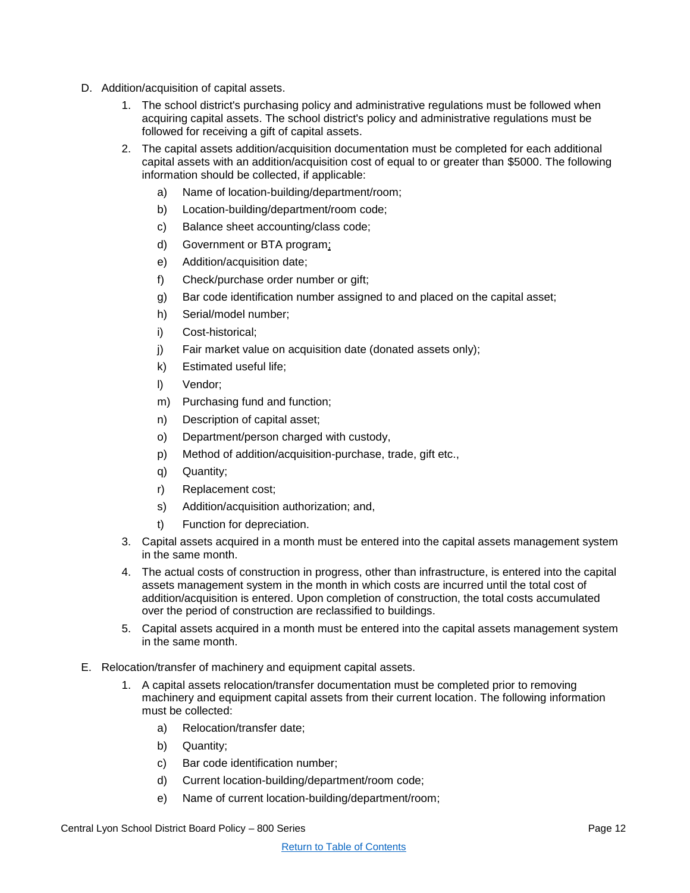D. Addition/acquisition of capital assets.

1. The school district's purchasing policy and administrative regulations must be followed when acquiring capital assets. The school district's policy and administrative regulations must be followed for receiving a gift of capital assets.
2. The capital assets addition/acquisition documentation must be completed for each additional capital assets with an addition/acquisition cost of equal to or greater than $5000. The following information should be collected, if applicable:
   - a) Name of location-building/department/room;
   - b) Location-building/department/room code;
   - c) Balance sheet accounting/class code;
   - d) Government or BTA program;
   - e) Addition/acquisition date;
   - f) Check/purchase order number or gift;
   - g) Bar code identification number assigned to and placed on the capital asset;
   - h) Serial/model number;
   - i) Cost-historical;
   - j) Fair market value on acquisition date (donated assets only);
   - k) Estimated useful life;
   - l) Vendor;
   - m) Purchasing fund and function;
   - n) Description of capital asset;
   - o) Department/person charged with custody,
   - p) Method of addition/acquisition-purchase, trade, gift etc.,
   - q) Quantity;
   - r) Replacement cost;
   - s) Addition/acquisition authorization; and,
   - t) Function for depreciation.
3. Capital assets acquired in a month must be entered into the capital assets management system in the same month.
4. The actual costs of construction in progress, other than infrastructure, is entered into the capital assets management system in the month in which costs are incurred until the total cost of addition/acquisition is entered. Upon completion of construction, the total costs accumulated over the period of construction are reclassified to buildings.
5. Capital assets acquired in a month must be entered into the capital assets management system in the same month.

E. Relocation/transfer of machinery and equipment capital assets.

1. A capital assets relocation/transfer documentation must be completed prior to removing machinery and equipment capital assets from their current location. The following information must be collected:
   - a) Relocation/transfer date;
   - b) Quantity;
   - c) Bar code identification number;
   - d) Current location-building/department/room code;
   - e) Name of current location-building/department/room;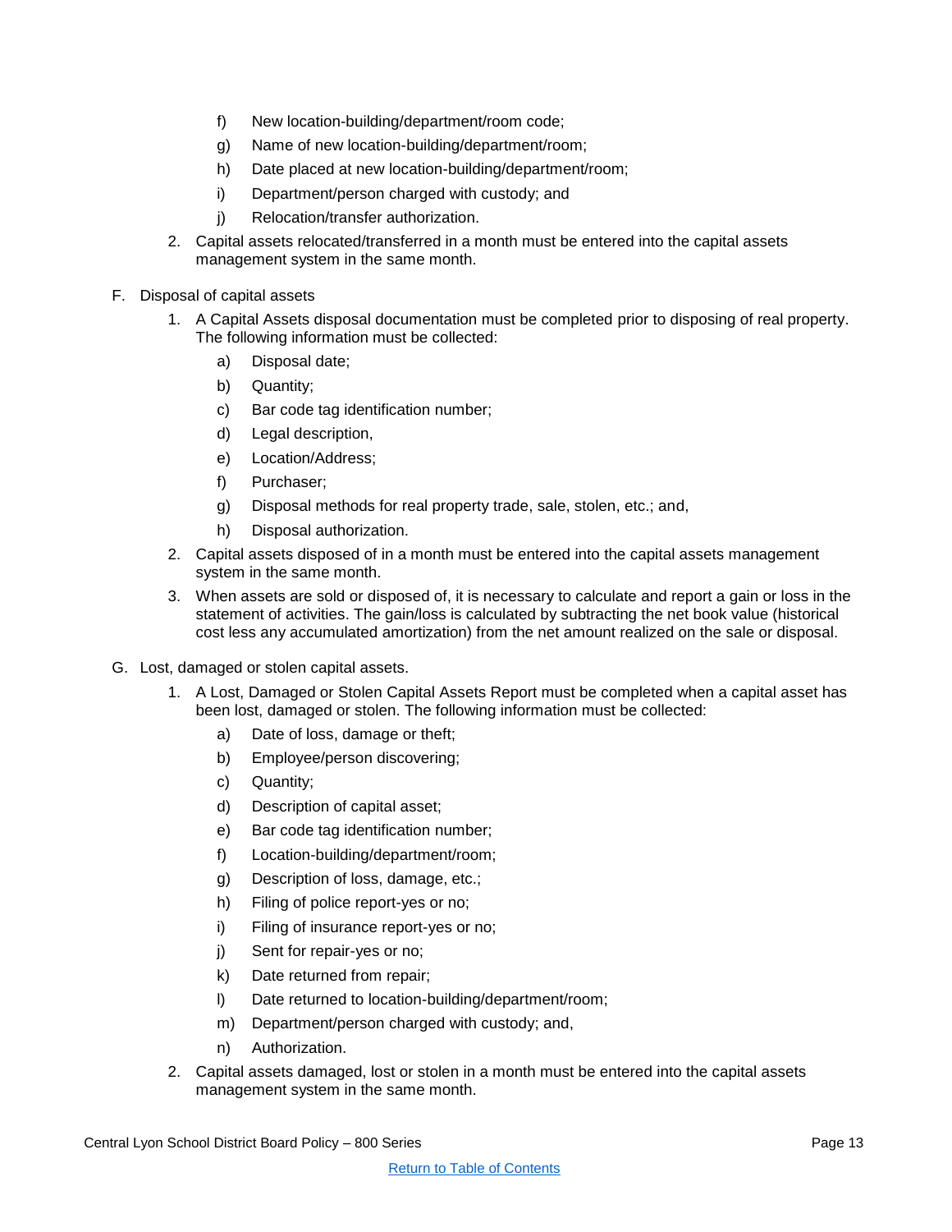f) New location-building/department/room code;

g) Name of new location-building/department/room;

h) Date placed at new location-building/department/room;

i) Department/person charged with custody; and

j) Relocation/transfer authorization.

2. Capital assets relocated/transferred in a month must be entered into the capital assets management system in the same month.

F. Disposal of capital assets

1. A Capital Assets disposal documentation must be completed prior to disposing of real property. The following information must be collected:

   a) Disposal date;

   b) Quantity;

   c) Bar code tag identification number;

   d) Legal description,

   e) Location/Address;

   f) Purchaser;

   g) Disposal methods for real property trade, sale, stolen, etc.; and,

   h) Disposal authorization.

2. Capital assets disposed of in a month must be entered into the capital assets management system in the same month.

3. When assets are sold or disposed of, it is necessary to calculate and report a gain or loss in the statement of activities. The gain/loss is calculated by subtracting the net book value (historical cost less any accumulated amortization) from the net amount realized on the sale or disposal.

G. Lost, damaged or stolen capital assets.

1. A Lost, Damaged or Stolen Capital Assets Report must be completed when a capital asset has been lost, damaged or stolen. The following information must be collected:

   a) Date of loss, damage or theft;

   b) Employee/person discovering;

   c) Quantity;

   d) Description of capital asset;

   e) Bar code tag identification number;

   f) Location-building/department/room;

   g) Description of loss, damage, etc.;

   h) Filing of police report-yes or no;

   i) Filing of insurance report-yes or no;

   j) Sent for repair-yes or no;

   k) Date returned from repair;

   l) Date returned to location-building/department/room;

   m) Department/person charged with custody; and,

   n) Authorization.

2. Capital assets damaged, lost or stolen in a month must be entered into the capital assets management system in the same month.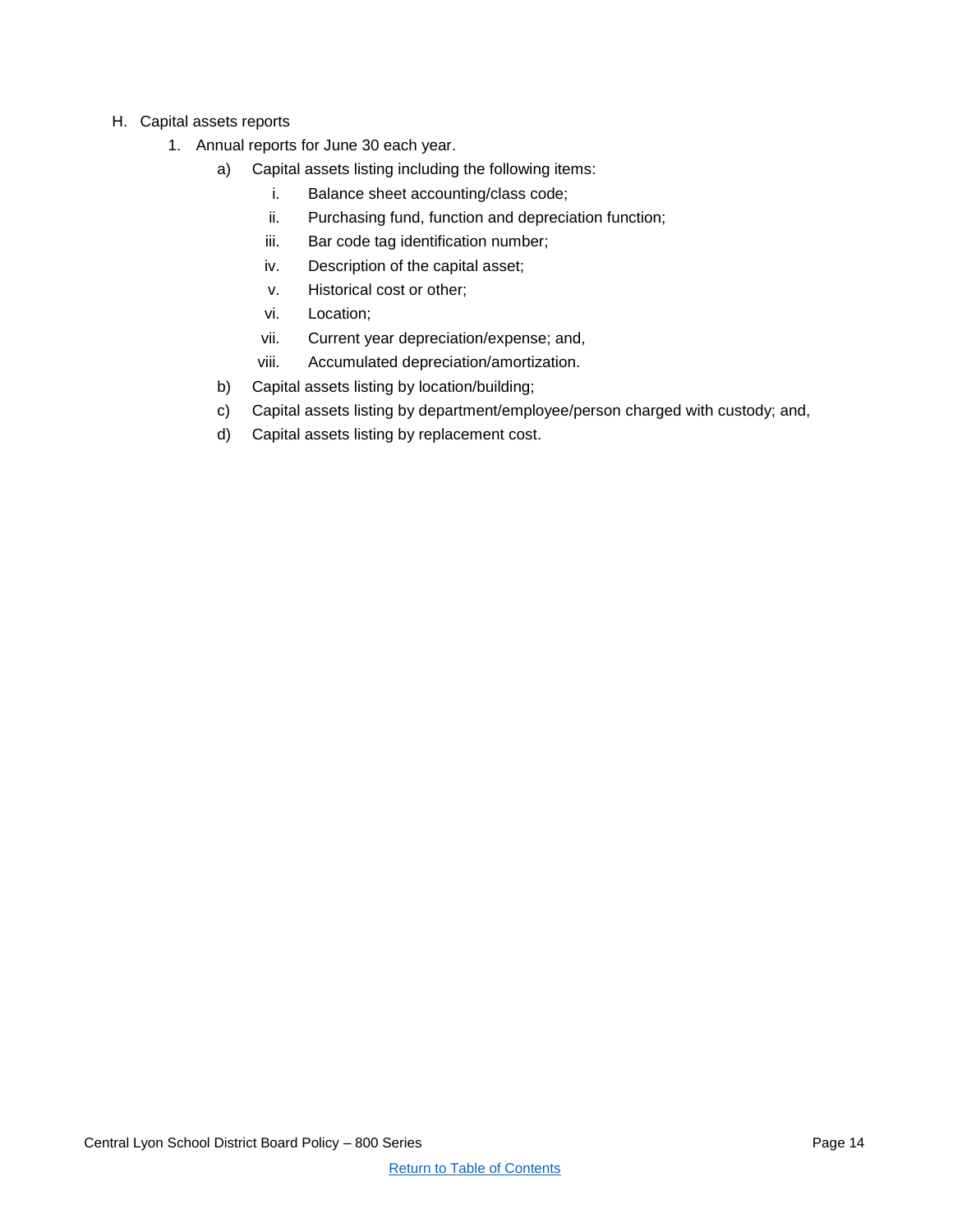H. Capital assets reports

1. Annual reports for June 30 each year.

    a) Capital assets listing including the following items:

        i. Balance sheet accounting/class code;

        ii. Purchasing fund, function and depreciation function;

        iii. Bar code tag identification number;

        iv. Description of the capital asset;

        v. Historical cost or other;

        vi. Location;

        vii. Current year depreciation/expense; and,

        viii. Accumulated depreciation/amortization.

    b) Capital assets listing by location/building;

    c) Capital assets listing by department/employee/person charged with custody; and,

    d) Capital assets listing by replacement cost.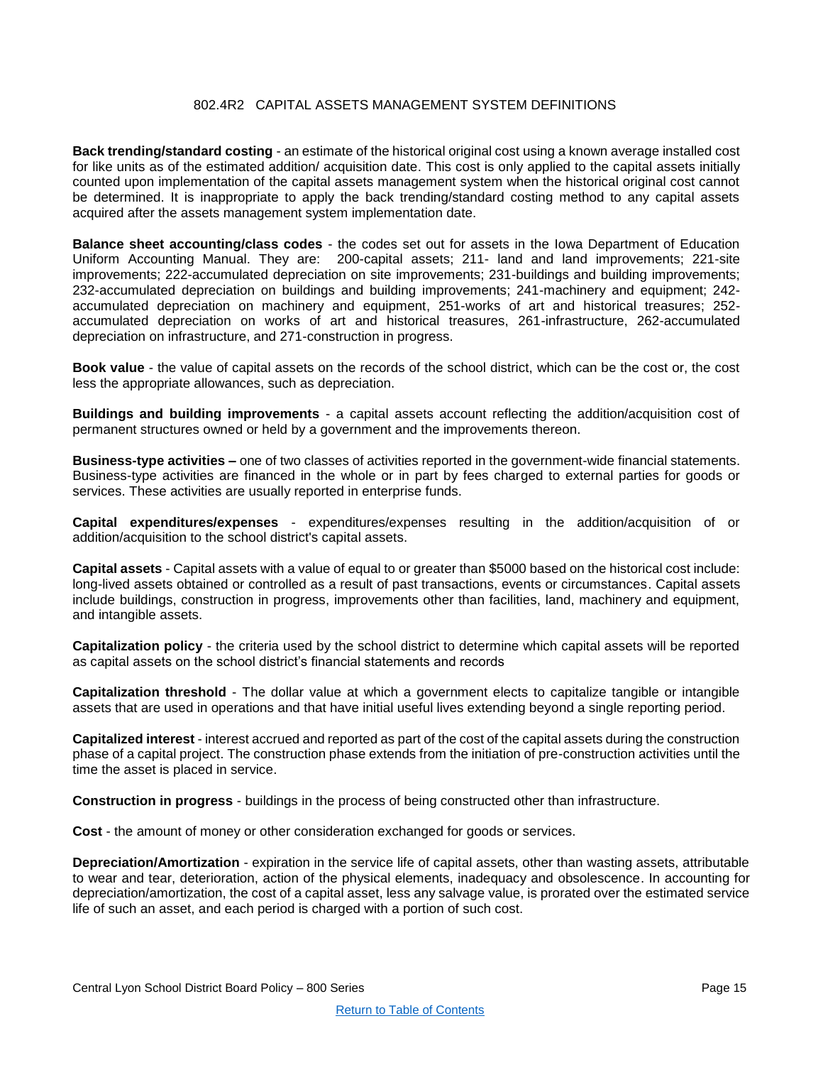## 802.4R2 CAPITAL ASSETS MANAGEMENT SYSTEM DEFINITIONS

**Back trending/standard costing** - an estimate of the historical original cost using a known average installed cost for like units as of the estimated addition/ acquisition date. This cost is only applied to the capital assets initially counted upon implementation of the capital assets management system when the historical original cost cannot be determined. It is inappropriate to apply the back trending/standard costing method to any capital assets acquired after the assets management system implementation date.

**Balance sheet accounting/class codes** - the codes set out for assets in the Iowa Department of Education Uniform Accounting Manual. They are: 200-capital assets; 211- land and land improvements; 221-site improvements; 222-accumulated depreciation on site improvements; 231-buildings and building improvements; 232-accumulated depreciation on buildings and building improvements; 241-machinery and equipment; 242-accumulated depreciation on machinery and equipment, 251-works of art and historical treasures; 252-accumulated depreciation on works of art and historical treasures, 261-infrastructure, 262-accumulated depreciation on infrastructure, and 271-construction in progress.

**Book value** - the value of capital assets on the records of the school district, which can be the cost or, the cost less the appropriate allowances, such as depreciation.

**Buildings and building improvements** - a capital assets account reflecting the addition/acquisition cost of permanent structures owned or held by a government and the improvements thereon.

**Business-type activities –** one of two classes of activities reported in the government-wide financial statements. Business-type activities are financed in the whole or in part by fees charged to external parties for goods or services. These activities are usually reported in enterprise funds.

**Capital expenditures/expenses** - expenditures/expenses resulting in the addition/acquisition of or addition/acquisition to the school district's capital assets.

**Capital assets** - Capital assets with a value of equal to or greater than $5000 based on the historical cost include: long-lived assets obtained or controlled as a result of past transactions, events or circumstances. Capital assets include buildings, construction in progress, improvements other than facilities, land, machinery and equipment, and intangible assets.

**Capitalization policy** - the criteria used by the school district to determine which capital assets will be reported as capital assets on the school district's financial statements and records

**Capitalization threshold** - The dollar value at which a government elects to capitalize tangible or intangible assets that are used in operations and that have initial useful lives extending beyond a single reporting period.

**Capitalized interest** - interest accrued and reported as part of the cost of the capital assets during the construction phase of a capital project. The construction phase extends from the initiation of pre-construction activities until the time the asset is placed in service.

**Construction in progress** - buildings in the process of being constructed other than infrastructure.

**Cost** - the amount of money or other consideration exchanged for goods or services.

**Depreciation/Amortization** - expiration in the service life of capital assets, other than wasting assets, attributable to wear and tear, deterioration, action of the physical elements, inadequacy and obsolescence. In accounting for depreciation/amortization, the cost of a capital asset, less any salvage value, is prorated over the estimated service life of such an asset, and each period is charged with a portion of such cost.

Return to Table of Contents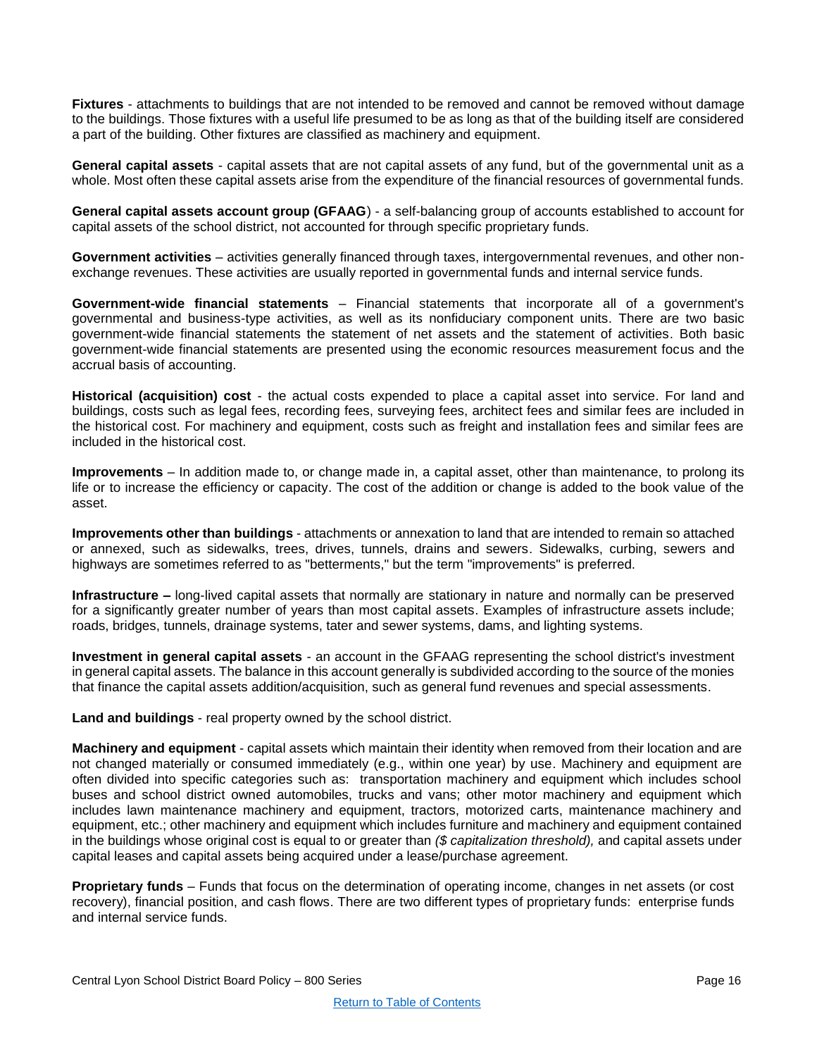**Fixtures** - attachments to buildings that are not intended to be removed and cannot be removed without damage to the buildings. Those fixtures with a useful life presumed to be as long as that of the building itself are considered a part of the building. Other fixtures are classified as machinery and equipment.

**General capital assets** - capital assets that are not capital assets of any fund, but of the governmental unit as a whole. Most often these capital assets arise from the expenditure of the financial resources of governmental funds.

**General capital assets account group (GFAAG**) - a self-balancing group of accounts established to account for capital assets of the school district, not accounted for through specific proprietary funds.

**Government activities** – activities generally financed through taxes, intergovernmental revenues, and other non-exchange revenues. These activities are usually reported in governmental funds and internal service funds.

**Government-wide financial statements** – Financial statements that incorporate all of a government's governmental and business-type activities, as well as its nonfiduciary component units. There are two basic government-wide financial statements the statement of net assets and the statement of activities. Both basic government-wide financial statements are presented using the economic resources measurement focus and the accrual basis of accounting.

**Historical (acquisition) cost** - the actual costs expended to place a capital asset into service. For land and buildings, costs such as legal fees, recording fees, surveying fees, architect fees and similar fees are included in the historical cost. For machinery and equipment, costs such as freight and installation fees and similar fees are included in the historical cost.

**Improvements** – In addition made to, or change made in, a capital asset, other than maintenance, to prolong its life or to increase the efficiency or capacity. The cost of the addition or change is added to the book value of the asset.

**Improvements other than buildings** - attachments or annexation to land that are intended to remain so attached or annexed, such as sidewalks, trees, drives, tunnels, drains and sewers. Sidewalks, curbing, sewers and highways are sometimes referred to as "betterments," but the term "improvements" is preferred.

**Infrastructure –** long-lived capital assets that normally are stationary in nature and normally can be preserved for a significantly greater number of years than most capital assets. Examples of infrastructure assets include; roads, bridges, tunnels, drainage systems, tater and sewer systems, dams, and lighting systems.

**Investment in general capital assets** - an account in the GFAAG representing the school district's investment in general capital assets. The balance in this account generally is subdivided according to the source of the monies that finance the capital assets addition/acquisition, such as general fund revenues and special assessments.

**Land and buildings** - real property owned by the school district.

**Machinery and equipment** - capital assets which maintain their identity when removed from their location and are not changed materially or consumed immediately (e.g., within one year) by use. Machinery and equipment are often divided into specific categories such as: transportation machinery and equipment which includes school buses and school district owned automobiles, trucks and vans; other motor machinery and equipment which includes lawn maintenance machinery and equipment, tractors, motorized carts, maintenance machinery and equipment, etc.; other machinery and equipment which includes furniture and machinery and equipment contained in the buildings whose original cost is equal to or greater than *($ capitalization threshold),* and capital assets under capital leases and capital assets being acquired under a lease/purchase agreement.

**Proprietary funds** – Funds that focus on the determination of operating income, changes in net assets (or cost recovery), financial position, and cash flows. There are two different types of proprietary funds: enterprise funds and internal service funds.

Return to Table of Contents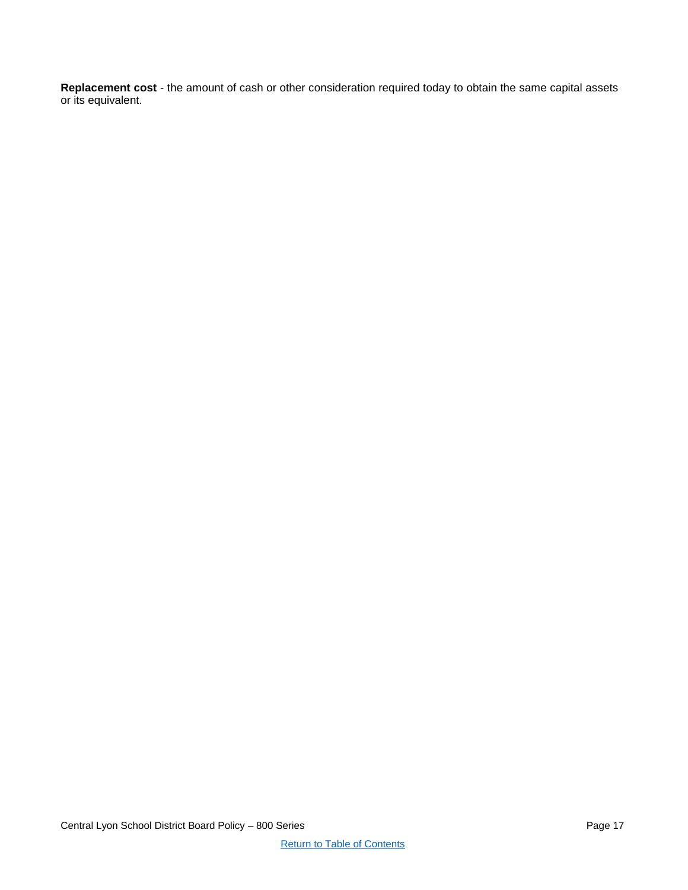**Replacement cost** - the amount of cash or other consideration required today to obtain the same capital assets or its equivalent.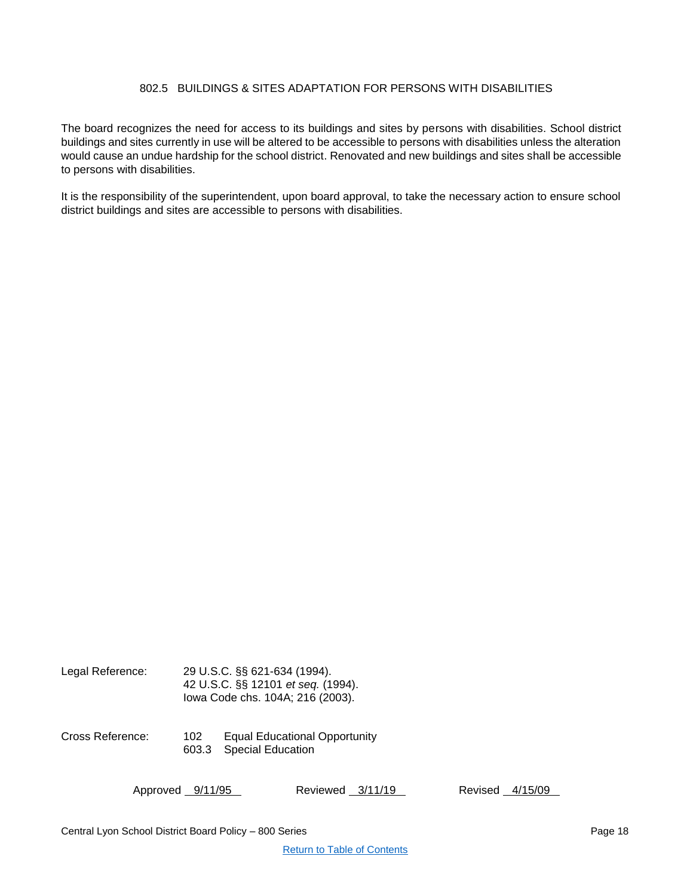## 802.5 BUILDINGS & SITES ADAPTATION FOR PERSONS WITH DISABILITIES

The board recognizes the need for access to its buildings and sites by persons with disabilities. School district buildings and sites currently in use will be altered to be accessible to persons with disabilities unless the alteration would cause an undue hardship for the school district. Renovated and new buildings and sites shall be accessible to persons with disabilities.

It is the responsibility of the superintendent, upon board approval, to take the necessary action to ensure school district buildings and sites are accessible to persons with disabilities.

Legal Reference: 29 U.S.C. §§ 621-634 (1994).
42 U.S.C. §§ 12101 *et seq.* (1994).
Iowa Code chs. 104A; 216 (2003).

Cross Reference: 102 Equal Educational Opportunity
603.3 Special Education

Approved 9/11/95 Reviewed 3/11/19 Revised 4/15/09

Return to Table of Contents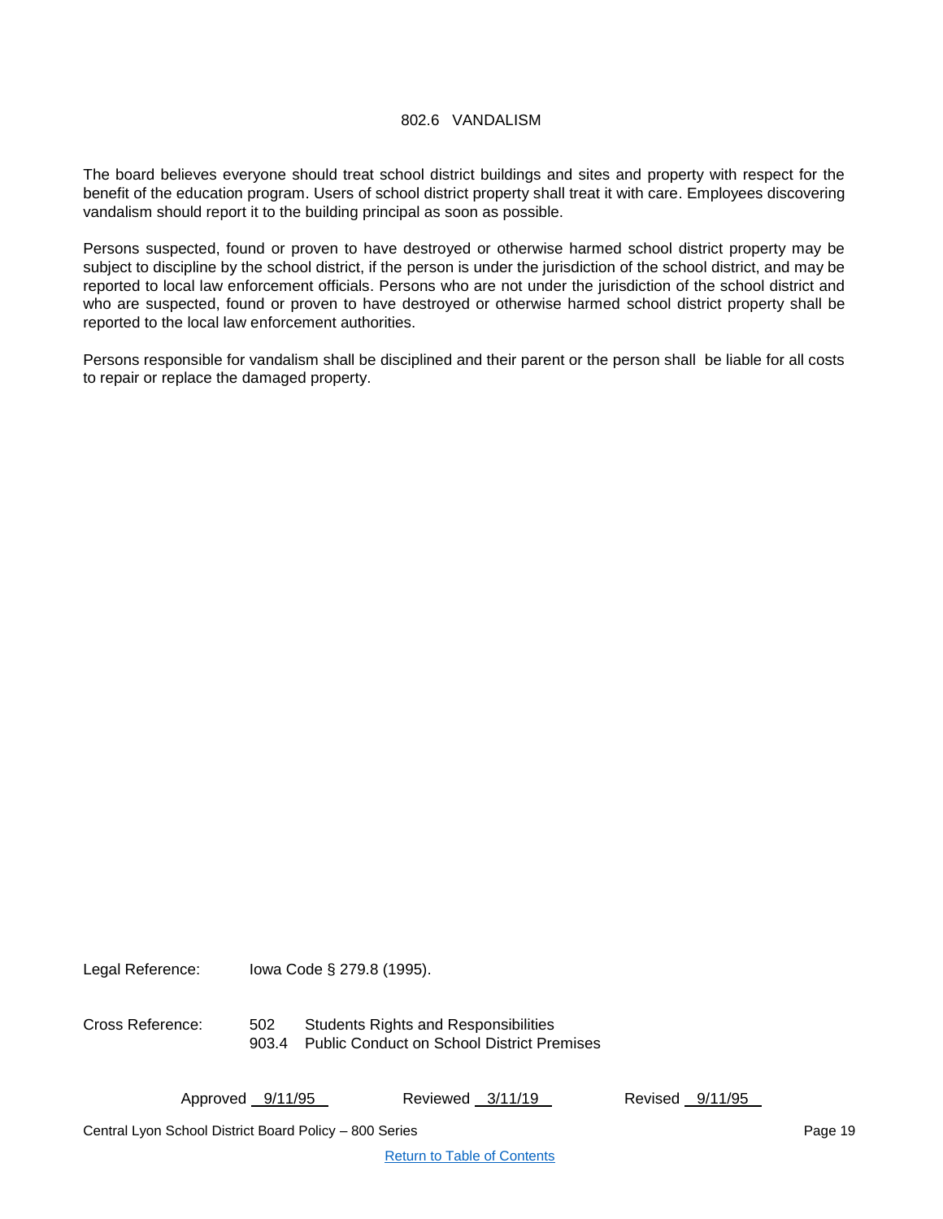# 802.6 VANDALISM

The board believes everyone should treat school district buildings and sites and property with respect for the benefit of the education program. Users of school district property shall treat it with care. Employees discovering vandalism should report it to the building principal as soon as possible.

Persons suspected, found or proven to have destroyed or otherwise harmed school district property may be subject to discipline by the school district, if the person is under the jurisdiction of the school district, and may be reported to local law enforcement officials. Persons who are not under the jurisdiction of the school district and who are suspected, found or proven to have destroyed or otherwise harmed school district property shall be reported to the local law enforcement authorities.

Persons responsible for vandalism shall be disciplined and their parent or the person shall be liable for all costs to repair or replace the damaged property.

Legal Reference: Iowa Code § 279.8 (1995).

Cross Reference: 502 Students Rights and Responsibilities
903.4 Public Conduct on School District Premises

Approved 9/11/95 Reviewed 3/11/19 Revised 9/11/95

Central Lyon School District Board Policy – 800 Series

Return to Table of Contents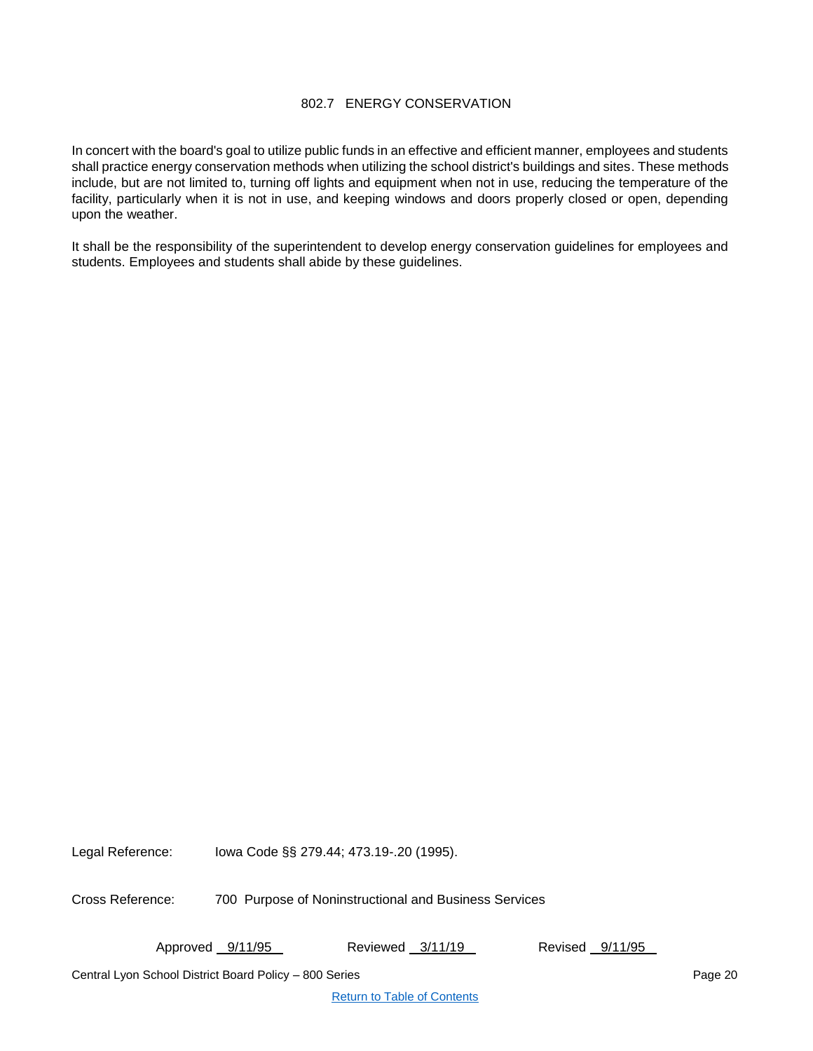# 802.7 ENERGY CONSERVATION

In concert with the board's goal to utilize public funds in an effective and efficient manner, employees and students shall practice energy conservation methods when utilizing the school district's buildings and sites. These methods include, but are not limited to, turning off lights and equipment when not in use, reducing the temperature of the facility, particularly when it is not in use, and keeping windows and doors properly closed or open, depending upon the weather.

It shall be the responsibility of the superintendent to develop energy conservation guidelines for employees and students. Employees and students shall abide by these guidelines.

Legal Reference: Iowa Code §§ 279.44; 473.19-.20 (1995).

Cross Reference: 700 Purpose of Noninstructional and Business Services

Approved 9/11/95 Reviewed 3/11/19 Revised 9/11/95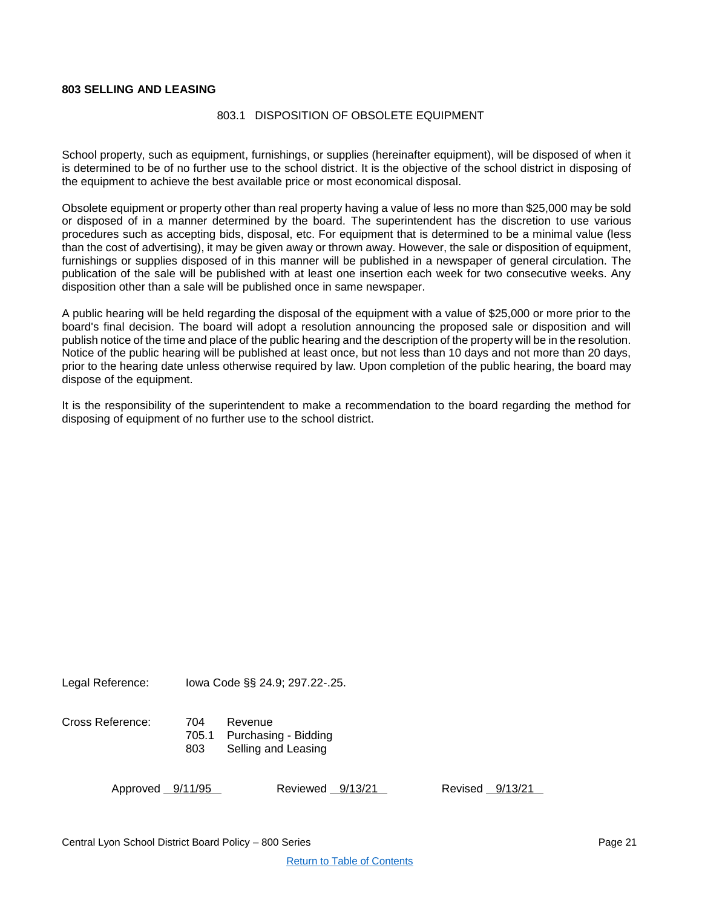**803 SELLING AND LEASING**

803.1 DISPOSITION OF OBSOLETE EQUIPMENT

School property, such as equipment, furnishings, or supplies (hereinafter equipment), will be disposed of when it is determined to be of no further use to the school district. It is the objective of the school district in disposing of the equipment to achieve the best available price or most economical disposal.

Obsolete equipment or property other than real property having a value of ~~less~~ no more than $25,000 may be sold or disposed of in a manner determined by the board. The superintendent has the discretion to use various procedures such as accepting bids, disposal, etc. For equipment that is determined to be a minimal value (less than the cost of advertising), it may be given away or thrown away. However, the sale or disposition of equipment, furnishings or supplies disposed of in this manner will be published in a newspaper of general circulation. The publication of the sale will be published with at least one insertion each week for two consecutive weeks. Any disposition other than a sale will be published once in same newspaper.

A public hearing will be held regarding the disposal of the equipment with a value of $25,000 or more prior to the board's final decision. The board will adopt a resolution announcing the proposed sale or disposition and will publish notice of the time and place of the public hearing and the description of the property will be in the resolution. Notice of the public hearing will be published at least once, but not less than 10 days and not more than 20 days, prior to the hearing date unless otherwise required by law. Upon completion of the public hearing, the board may dispose of the equipment.

It is the responsibility of the superintendent to make a recommendation to the board regarding the method for disposing of equipment of no further use to the school district.

Legal Reference: Iowa Code §§ 24.9; 297.22-.25.

Cross Reference:
- 704 Revenue
- 705.1 Purchasing - Bidding
- 803 Selling and Leasing

Approved 9/11/95 Reviewed 9/13/21 Revised 9/13/21

Return to Table of Contents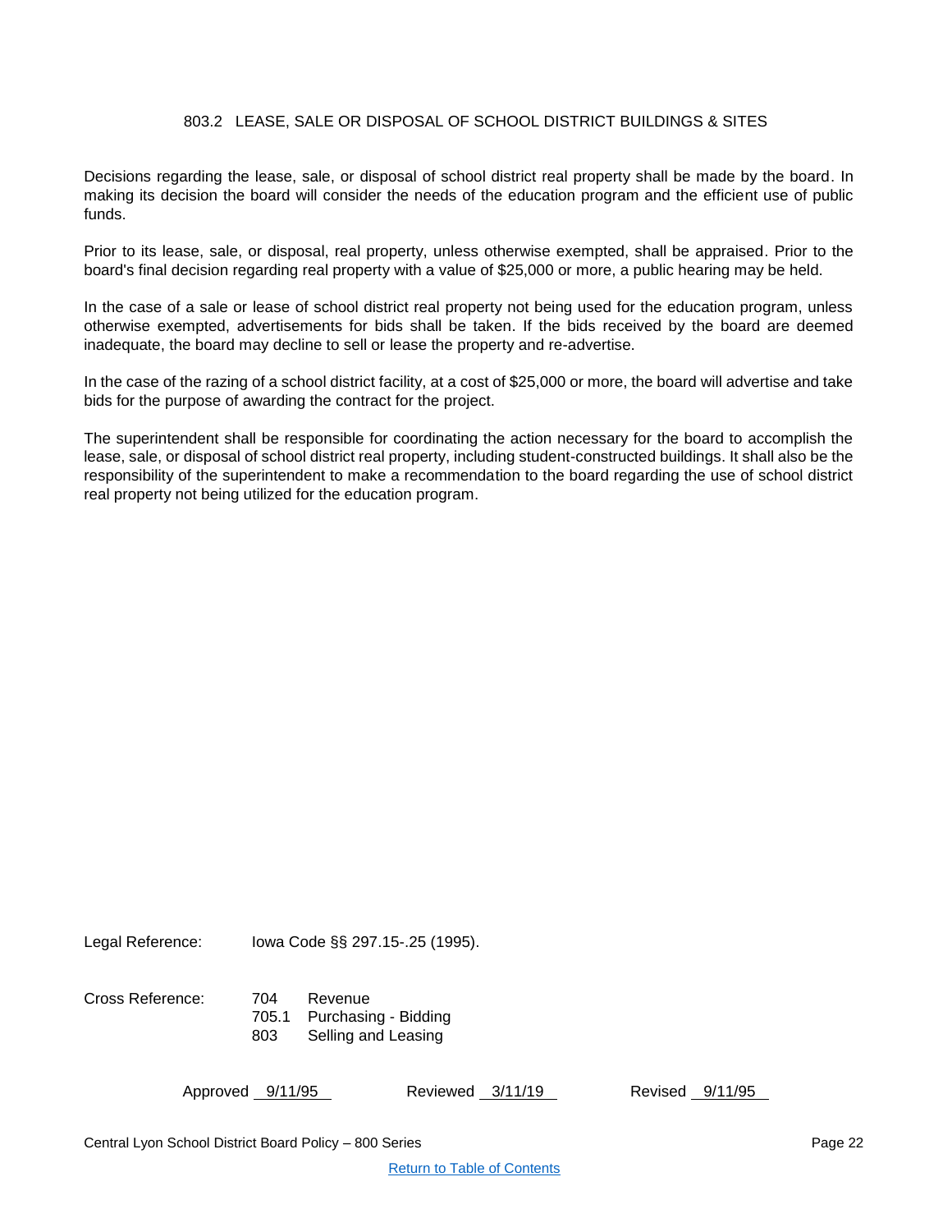## 803.2 LEASE, SALE OR DISPOSAL OF SCHOOL DISTRICT BUILDINGS & SITES

Decisions regarding the lease, sale, or disposal of school district real property shall be made by the board. In making its decision the board will consider the needs of the education program and the efficient use of public funds.

Prior to its lease, sale, or disposal, real property, unless otherwise exempted, shall be appraised. Prior to the board's final decision regarding real property with a value of $25,000 or more, a public hearing may be held.

In the case of a sale or lease of school district real property not being used for the education program, unless otherwise exempted, advertisements for bids shall be taken. If the bids received by the board are deemed inadequate, the board may decline to sell or lease the property and re-advertise.

In the case of the razing of a school district facility, at a cost of $25,000 or more, the board will advertise and take bids for the purpose of awarding the contract for the project.

The superintendent shall be responsible for coordinating the action necessary for the board to accomplish the lease, sale, or disposal of school district real property, including student-constructed buildings. It shall also be the responsibility of the superintendent to make a recommendation to the board regarding the use of school district real property not being utilized for the education program.

Legal Reference: Iowa Code §§ 297.15-.25 (1995).

Cross Reference:
- 704 Revenue
- 705.1 Purchasing - Bidding
- 803 Selling and Leasing

Approved 9/11/95 Reviewed 3/11/19 Revised 9/11/95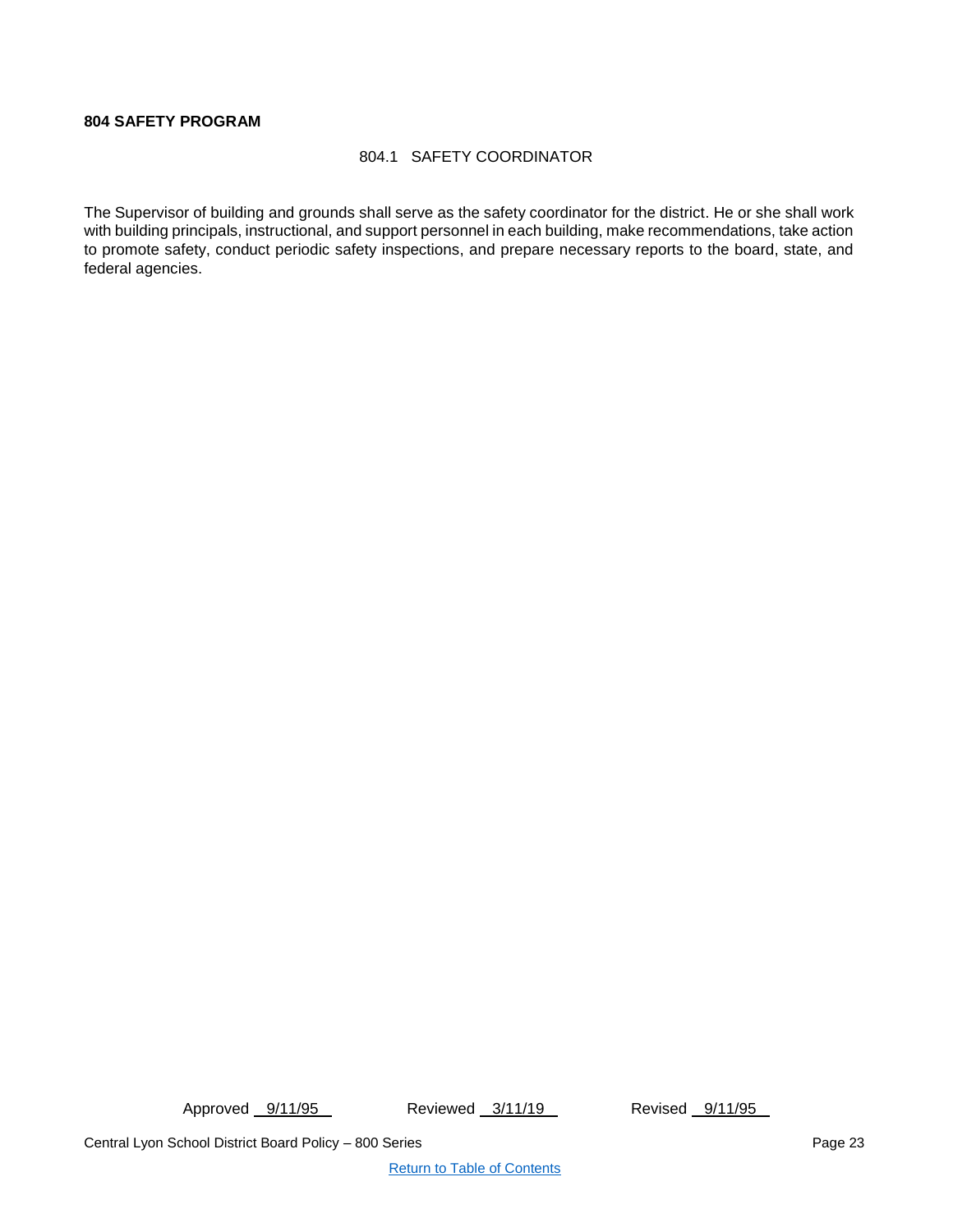**804 SAFETY PROGRAM**

804.1 SAFETY COORDINATOR

The Supervisor of building and grounds shall serve as the safety coordinator for the district. He or she shall work with building principals, instructional, and support personnel in each building, make recommendations, take action to promote safety, conduct periodic safety inspections, and prepare necessary reports to the board, state, and federal agencies.

Approved 9/11/95 Reviewed 3/11/19 Revised 9/11/95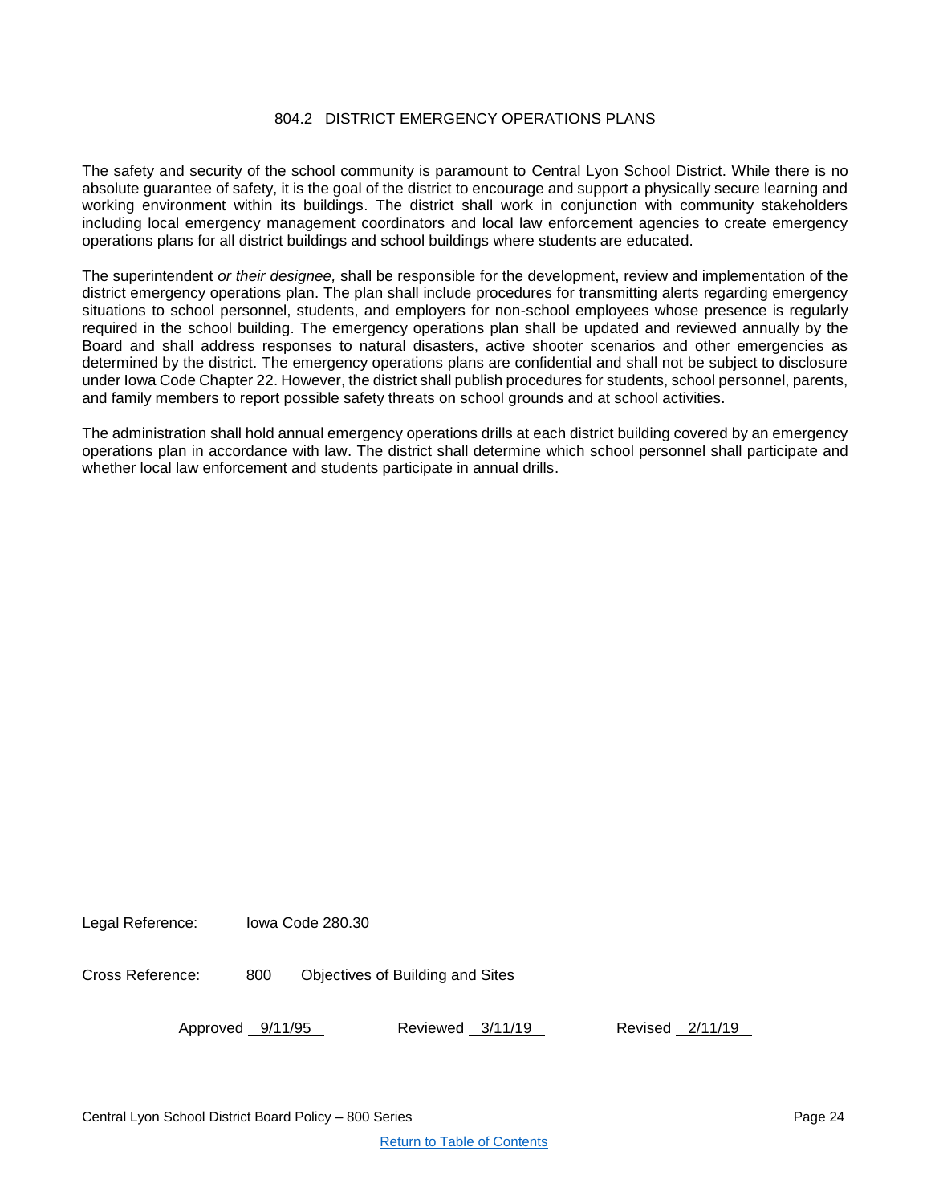# 804.2 DISTRICT EMERGENCY OPERATIONS PLANS

The safety and security of the school community is paramount to Central Lyon School District. While there is no absolute guarantee of safety, it is the goal of the district to encourage and support a physically secure learning and working environment within its buildings. The district shall work in conjunction with community stakeholders including local emergency management coordinators and local law enforcement agencies to create emergency operations plans for all district buildings and school buildings where students are educated.

The superintendent *or their designee,* shall be responsible for the development, review and implementation of the district emergency operations plan. The plan shall include procedures for transmitting alerts regarding emergency situations to school personnel, students, and employers for non-school employees whose presence is regularly required in the school building. The emergency operations plan shall be updated and reviewed annually by the Board and shall address responses to natural disasters, active shooter scenarios and other emergencies as determined by the district. The emergency operations plans are confidential and shall not be subject to disclosure under Iowa Code Chapter 22. However, the district shall publish procedures for students, school personnel, parents, and family members to report possible safety threats on school grounds and at school activities.

The administration shall hold annual emergency operations drills at each district building covered by an emergency operations plan in accordance with law. The district shall determine which school personnel shall participate and whether local law enforcement and students participate in annual drills.

Legal Reference: Iowa Code 280.30

Cross Reference: 800 Objectives of Building and Sites

Approved 9/11/95 Reviewed 3/11/19 Revised 2/11/19

[Return to Table of Contents]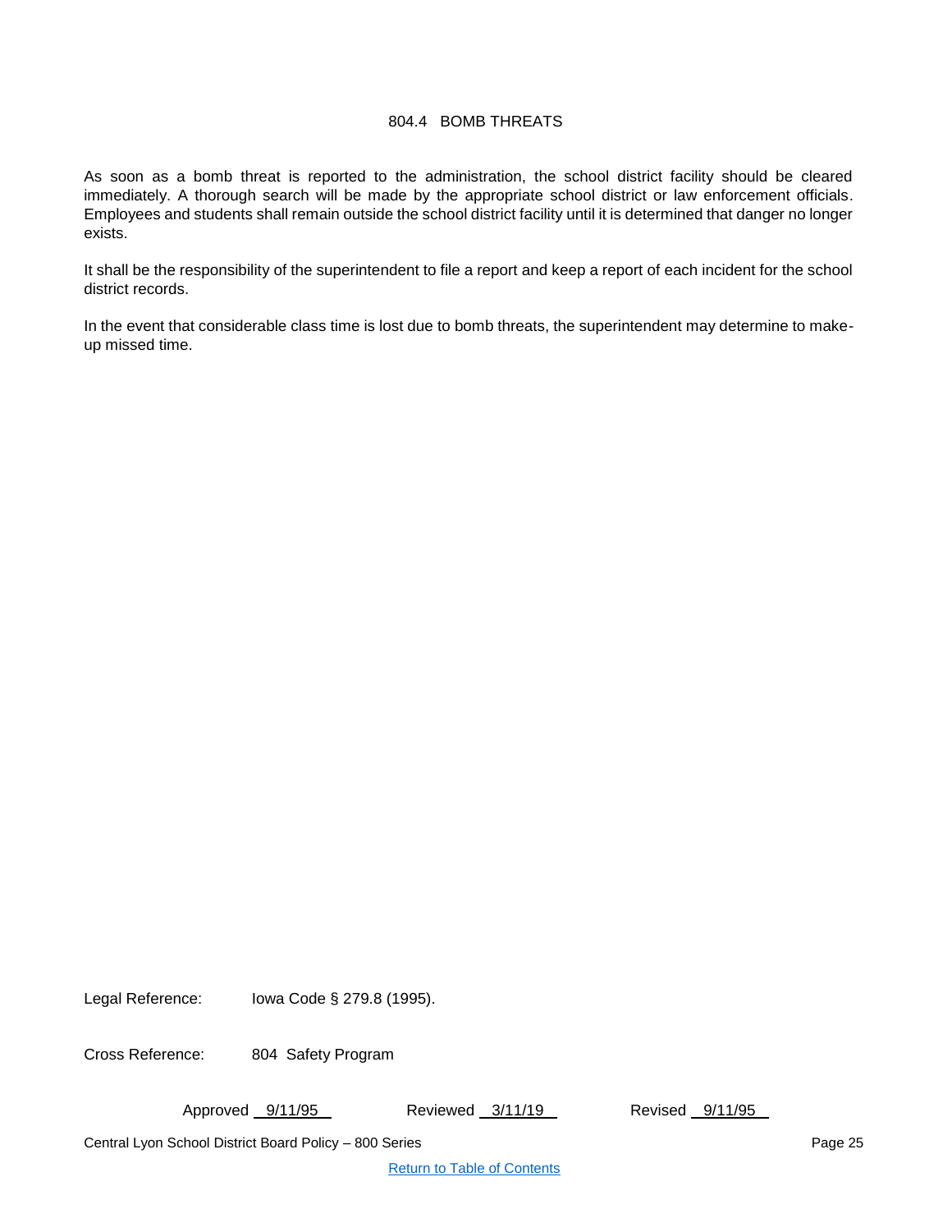# 804.4 BOMB THREATS

As soon as a bomb threat is reported to the administration, the school district facility should be cleared immediately. A thorough search will be made by the appropriate school district or law enforcement officials. Employees and students shall remain outside the school district facility until it is determined that danger no longer exists.

It shall be the responsibility of the superintendent to file a report and keep a report of each incident for the school district records.

In the event that considerable class time is lost due to bomb threats, the superintendent may determine to make-up missed time.

Legal Reference: Iowa Code § 279.8 (1995).

Cross Reference: 804 Safety Program

Approved 9/11/95 Reviewed 3/11/19 Revised 9/11/95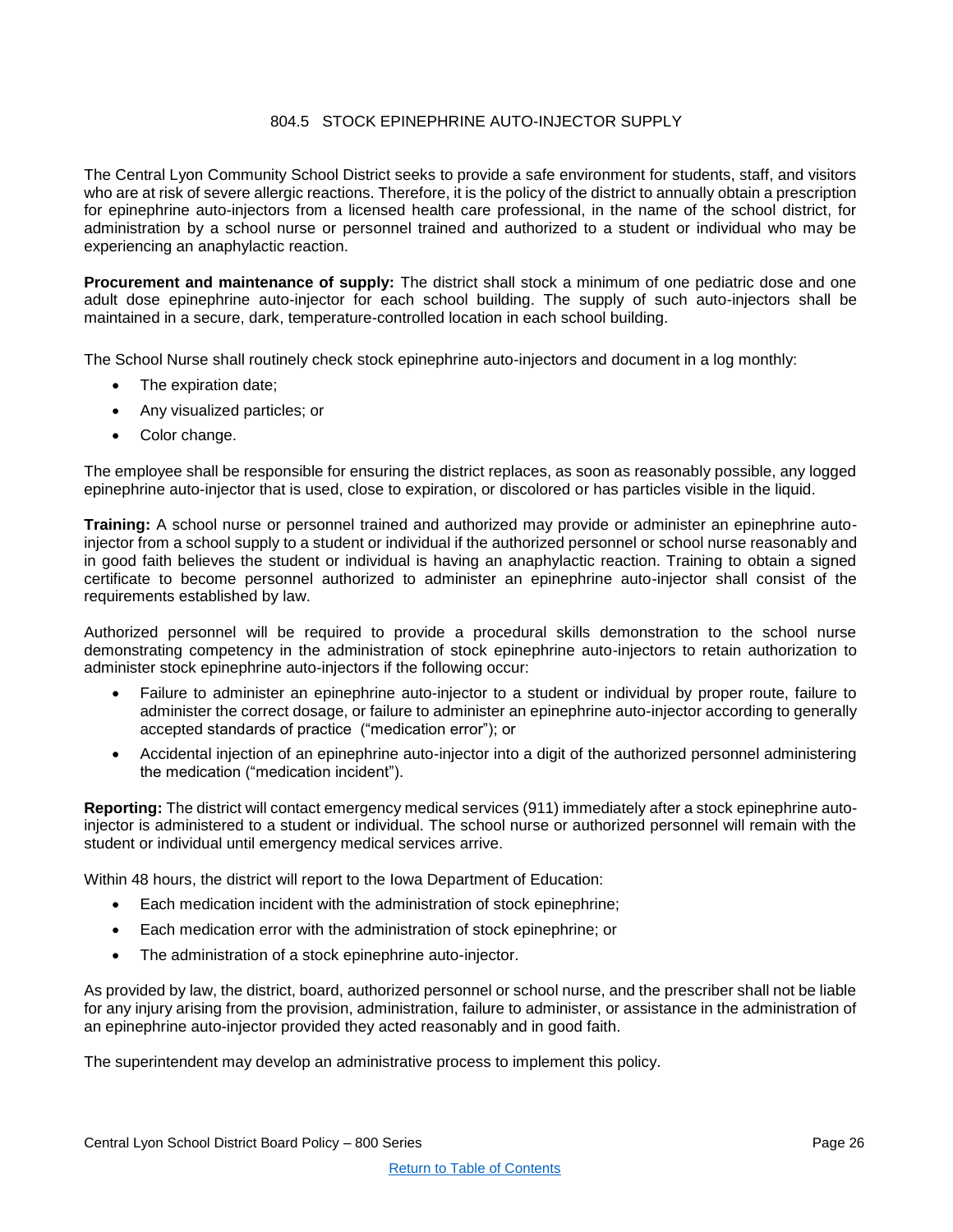# 804.5 STOCK EPINEPHRINE AUTO-INJECTOR SUPPLY

The Central Lyon Community School District seeks to provide a safe environment for students, staff, and visitors who are at risk of severe allergic reactions. Therefore, it is the policy of the district to annually obtain a prescription for epinephrine auto-injectors from a licensed health care professional, in the name of the school district, for administration by a school nurse or personnel trained and authorized to a student or individual who may be experiencing an anaphylactic reaction.

**Procurement and maintenance of supply:** The district shall stock a minimum of one pediatric dose and one adult dose epinephrine auto-injector for each school building. The supply of such auto-injectors shall be maintained in a secure, dark, temperature-controlled location in each school building.

The School Nurse shall routinely check stock epinephrine auto-injectors and document in a log monthly:

- The expiration date;
- Any visualized particles; or
- Color change.

The employee shall be responsible for ensuring the district replaces, as soon as reasonably possible, any logged epinephrine auto-injector that is used, close to expiration, or discolored or has particles visible in the liquid.

**Training:** A school nurse or personnel trained and authorized may provide or administer an epinephrine auto-injector from a school supply to a student or individual if the authorized personnel or school nurse reasonably and in good faith believes the student or individual is having an anaphylactic reaction. Training to obtain a signed certificate to become personnel authorized to administer an epinephrine auto-injector shall consist of the requirements established by law.

Authorized personnel will be required to provide a procedural skills demonstration to the school nurse demonstrating competency in the administration of stock epinephrine auto-injectors to retain authorization to administer stock epinephrine auto-injectors if the following occur:

- Failure to administer an epinephrine auto-injector to a student or individual by proper route, failure to administer the correct dosage, or failure to administer an epinephrine auto-injector according to generally accepted standards of practice ("medication error"); or
- Accidental injection of an epinephrine auto-injector into a digit of the authorized personnel administering the medication ("medication incident").

**Reporting:** The district will contact emergency medical services (911) immediately after a stock epinephrine auto-injector is administered to a student or individual. The school nurse or authorized personnel will remain with the student or individual until emergency medical services arrive.

Within 48 hours, the district will report to the Iowa Department of Education:

- Each medication incident with the administration of stock epinephrine;
- Each medication error with the administration of stock epinephrine; or
- The administration of a stock epinephrine auto-injector.

As provided by law, the district, board, authorized personnel or school nurse, and the prescriber shall not be liable for any injury arising from the provision, administration, failure to administer, or assistance in the administration of an epinephrine auto-injector provided they acted reasonably and in good faith.

The superintendent may develop an administrative process to implement this policy.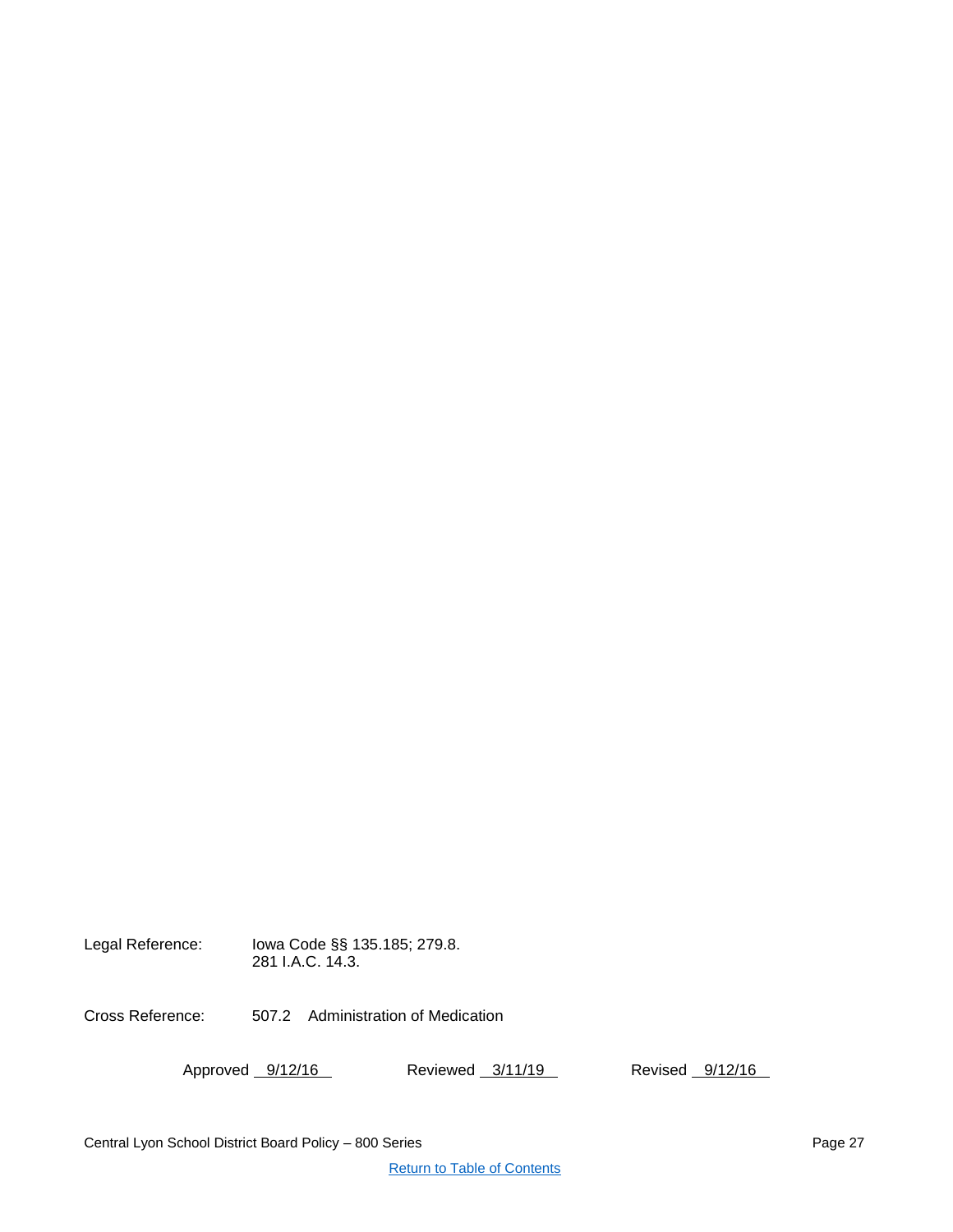Legal Reference: Iowa Code §§ 135.185; 279.8.
281 I.A.C. 14.3.

Cross Reference: 507.2 Administration of Medication

Approved 9/12/16 Reviewed 3/11/19 Revised 9/12/16

[Return to Table of Contents]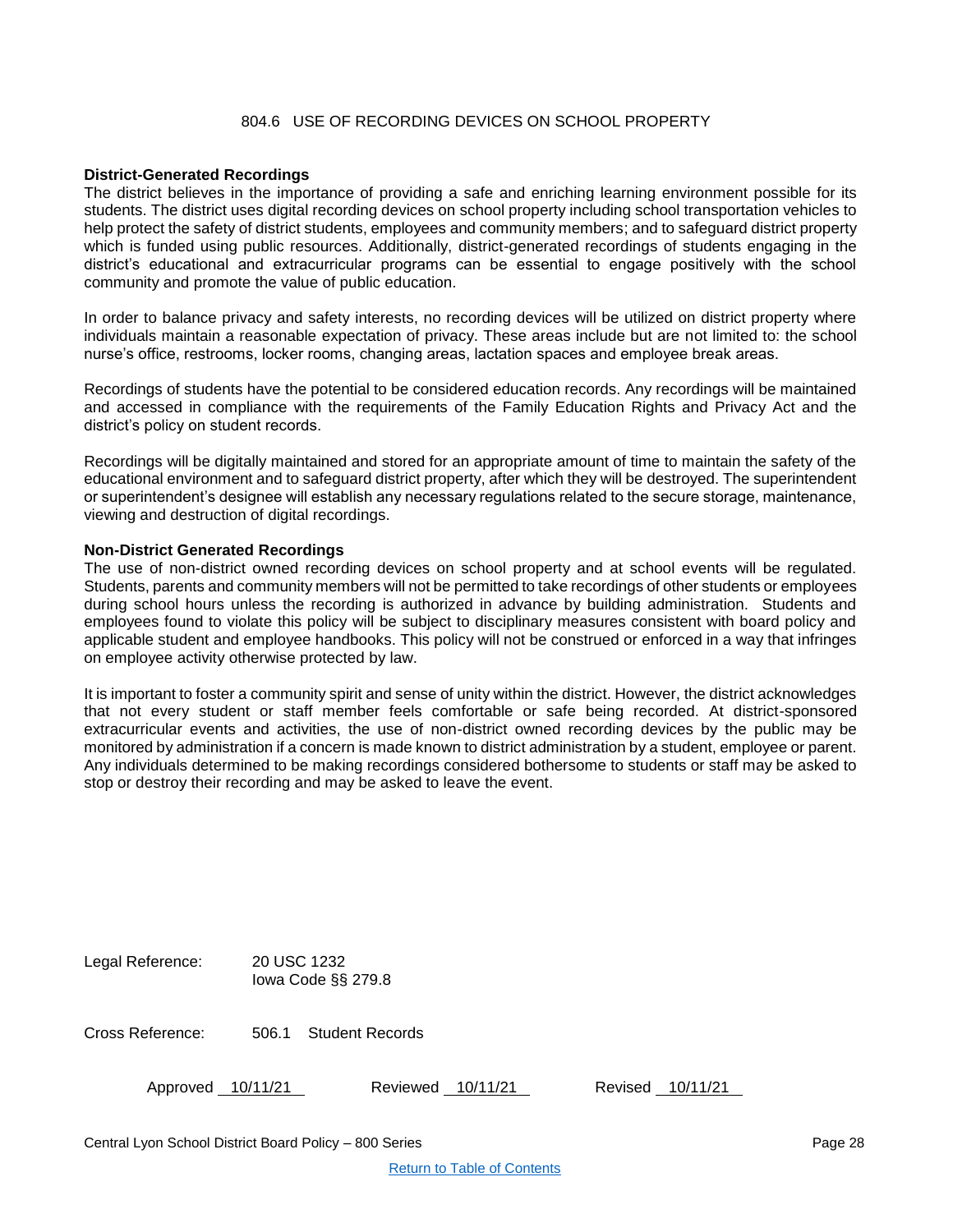# 804.6 USE OF RECORDING DEVICES ON SCHOOL PROPERTY

**District-Generated Recordings**

The district believes in the importance of providing a safe and enriching learning environment possible for its students. The district uses digital recording devices on school property including school transportation vehicles to help protect the safety of district students, employees and community members; and to safeguard district property which is funded using public resources. Additionally, district-generated recordings of students engaging in the district's educational and extracurricular programs can be essential to engage positively with the school community and promote the value of public education.

In order to balance privacy and safety interests, no recording devices will be utilized on district property where individuals maintain a reasonable expectation of privacy. These areas include but are not limited to: the school nurse's office, restrooms, locker rooms, changing areas, lactation spaces and employee break areas.

Recordings of students have the potential to be considered education records. Any recordings will be maintained and accessed in compliance with the requirements of the Family Education Rights and Privacy Act and the district's policy on student records.

Recordings will be digitally maintained and stored for an appropriate amount of time to maintain the safety of the educational environment and to safeguard district property, after which they will be destroyed. The superintendent or superintendent's designee will establish any necessary regulations related to the secure storage, maintenance, viewing and destruction of digital recordings.

**Non-District Generated Recordings**

The use of non-district owned recording devices on school property and at school events will be regulated. Students, parents and community members will not be permitted to take recordings of other students or employees during school hours unless the recording is authorized in advance by building administration. Students and employees found to violate this policy will be subject to disciplinary measures consistent with board policy and applicable student and employee handbooks. This policy will not be construed or enforced in a way that infringes on employee activity otherwise protected by law.

It is important to foster a community spirit and sense of unity within the district. However, the district acknowledges that not every student or staff member feels comfortable or safe being recorded. At district-sponsored extracurricular events and activities, the use of non-district owned recording devices by the public may be monitored by administration if a concern is made known to district administration by a student, employee or parent. Any individuals determined to be making recordings considered bothersome to students or staff may be asked to stop or destroy their recording and may be asked to leave the event.

Legal Reference: 20 USC 1232
Iowa Code §§ 279.8

Cross Reference: 506.1 Student Records

Approved 10/11/21 Reviewed 10/11/21 Revised 10/11/21

Return to Table of Contents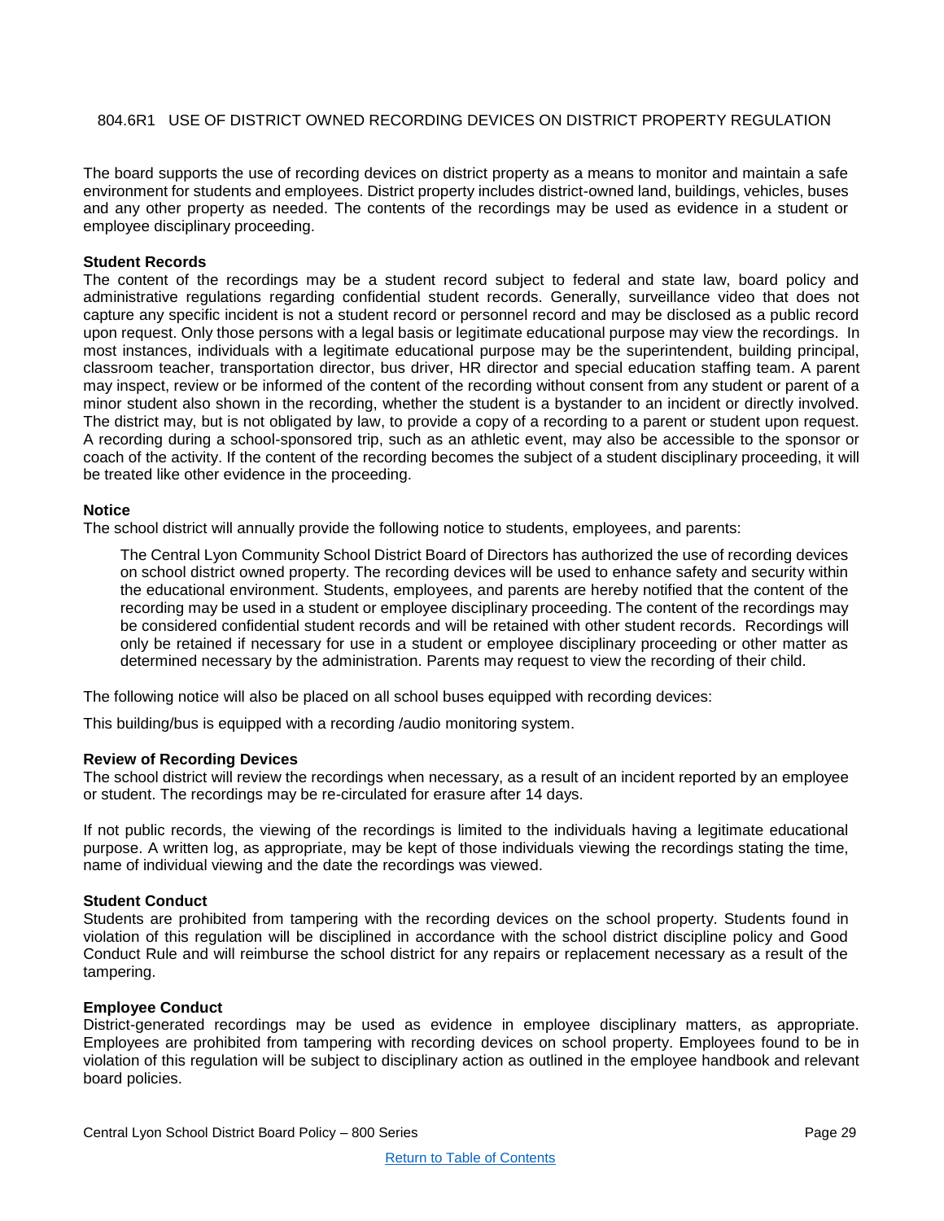## 804.6R1 USE OF DISTRICT OWNED RECORDING DEVICES ON DISTRICT PROPERTY REGULATION

The board supports the use of recording devices on district property as a means to monitor and maintain a safe environment for students and employees. District property includes district-owned land, buildings, vehicles, buses and any other property as needed. The contents of the recordings may be used as evidence in a student or employee disciplinary proceeding.

**Student Records**

The content of the recordings may be a student record subject to federal and state law, board policy and administrative regulations regarding confidential student records. Generally, surveillance video that does not capture any specific incident is not a student record or personnel record and may be disclosed as a public record upon request. Only those persons with a legal basis or legitimate educational purpose may view the recordings. In most instances, individuals with a legitimate educational purpose may be the superintendent, building principal, classroom teacher, transportation director, bus driver, HR director and special education staffing team. A parent may inspect, review or be informed of the content of the recording without consent from any student or parent of a minor student also shown in the recording, whether the student is a bystander to an incident or directly involved. The district may, but is not obligated by law, to provide a copy of a recording to a parent or student upon request. A recording during a school-sponsored trip, such as an athletic event, may also be accessible to the sponsor or coach of the activity. If the content of the recording becomes the subject of a student disciplinary proceeding, it will be treated like other evidence in the proceeding.

**Notice**

The school district will annually provide the following notice to students, employees, and parents:

> The Central Lyon Community School District Board of Directors has authorized the use of recording devices on school district owned property. The recording devices will be used to enhance safety and security within the educational environment. Students, employees, and parents are hereby notified that the content of the recording may be used in a student or employee disciplinary proceeding. The content of the recordings may be considered confidential student records and will be retained with other student records. Recordings will only be retained if necessary for use in a student or employee disciplinary proceeding or other matter as determined necessary by the administration. Parents may request to view the recording of their child.

The following notice will also be placed on all school buses equipped with recording devices:

This building/bus is equipped with a recording /audio monitoring system.

**Review of Recording Devices**

The school district will review the recordings when necessary, as a result of an incident reported by an employee or student. The recordings may be re-circulated for erasure after 14 days.

If not public records, the viewing of the recordings is limited to the individuals having a legitimate educational purpose. A written log, as appropriate, may be kept of those individuals viewing the recordings stating the time, name of individual viewing and the date the recordings was viewed.

**Student Conduct**

Students are prohibited from tampering with the recording devices on the school property. Students found in violation of this regulation will be disciplined in accordance with the school district discipline policy and Good Conduct Rule and will reimburse the school district for any repairs or replacement necessary as a result of the tampering.

**Employee Conduct**

District-generated recordings may be used as evidence in employee disciplinary matters, as appropriate. Employees are prohibited from tampering with recording devices on school property. Employees found to be in violation of this regulation will be subject to disciplinary action as outlined in the employee handbook and relevant board policies.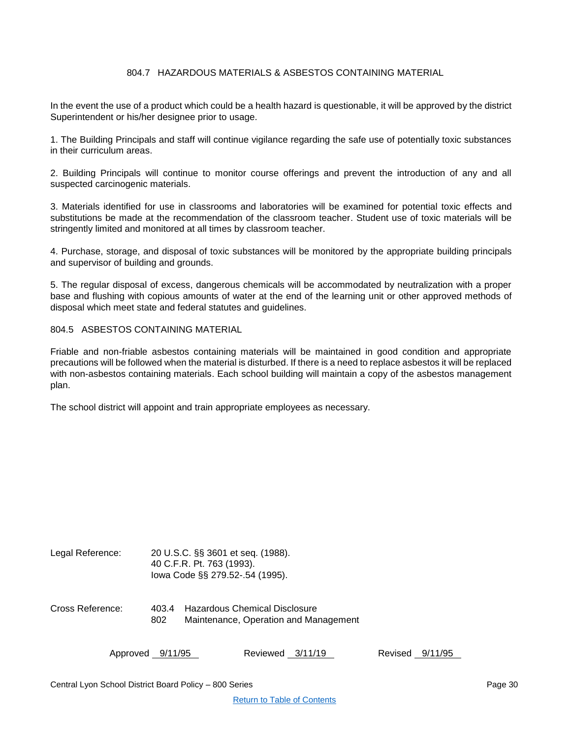# 804.7 HAZARDOUS MATERIALS & ASBESTOS CONTAINING MATERIAL

In the event the use of a product which could be a health hazard is questionable, it will be approved by the district Superintendent or his/her designee prior to usage.

1. The Building Principals and staff will continue vigilance regarding the safe use of potentially toxic substances in their curriculum areas.

2. Building Principals will continue to monitor course offerings and prevent the introduction of any and all suspected carcinogenic materials.

3. Materials identified for use in classrooms and laboratories will be examined for potential toxic effects and substitutions be made at the recommendation of the classroom teacher. Student use of toxic materials will be stringently limited and monitored at all times by classroom teacher.

4. Purchase, storage, and disposal of toxic substances will be monitored by the appropriate building principals and supervisor of building and grounds.

5. The regular disposal of excess, dangerous chemicals will be accommodated by neutralization with a proper base and flushing with copious amounts of water at the end of the learning unit or other approved methods of disposal which meet state and federal statutes and guidelines.

## 804.5 ASBESTOS CONTAINING MATERIAL

Friable and non-friable asbestos containing materials will be maintained in good condition and appropriate precautions will be followed when the material is disturbed. If there is a need to replace asbestos it will be replaced with non-asbestos containing materials. Each school building will maintain a copy of the asbestos management plan.

The school district will appoint and train appropriate employees as necessary.

Legal Reference: 20 U.S.C. §§ 3601 et seq. (1988).
40 C.F.R. Pt. 763 (1993).
Iowa Code §§ 279.52-.54 (1995).

Cross Reference: 403.4 Hazardous Chemical Disclosure
802 Maintenance, Operation and Management

Approved 9/11/95 Reviewed 3/11/19 Revised 9/11/95

Return to Table of Contents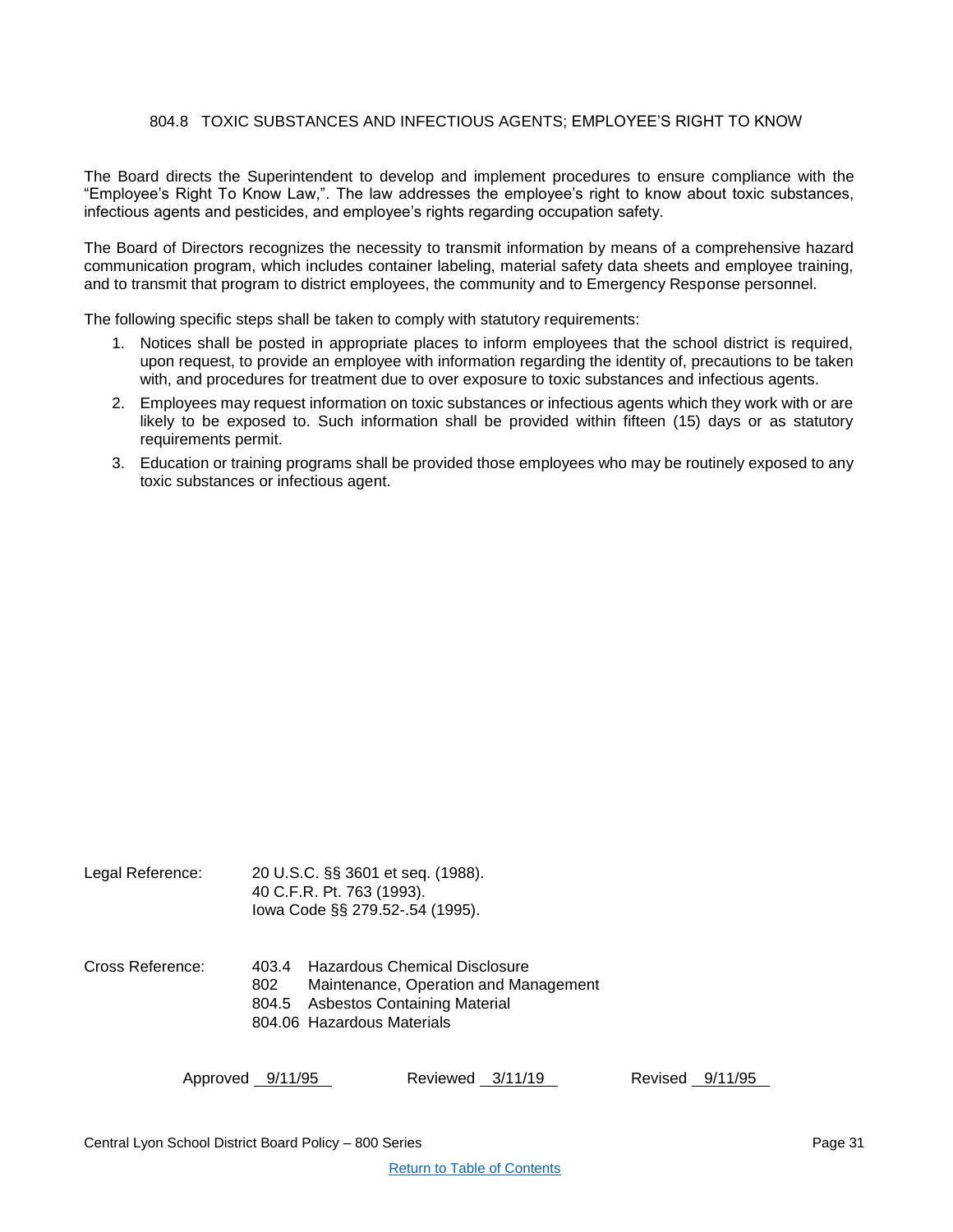# 804.8 TOXIC SUBSTANCES AND INFECTIOUS AGENTS; EMPLOYEE'S RIGHT TO KNOW

The Board directs the Superintendent to develop and implement procedures to ensure compliance with the "Employee's Right To Know Law,". The law addresses the employee's right to know about toxic substances, infectious agents and pesticides, and employee's rights regarding occupation safety.

The Board of Directors recognizes the necessity to transmit information by means of a comprehensive hazard communication program, which includes container labeling, material safety data sheets and employee training, and to transmit that program to district employees, the community and to Emergency Response personnel.

The following specific steps shall be taken to comply with statutory requirements:

1. Notices shall be posted in appropriate places to inform employees that the school district is required, upon request, to provide an employee with information regarding the identity of, precautions to be taken with, and procedures for treatment due to over exposure to toxic substances and infectious agents.
2. Employees may request information on toxic substances or infectious agents which they work with or are likely to be exposed to. Such information shall be provided within fifteen (15) days or as statutory requirements permit.
3. Education or training programs shall be provided those employees who may be routinely exposed to any toxic substances or infectious agent.

Legal Reference: 20 U.S.C. §§ 3601 et seq. (1988).
40 C.F.R. Pt. 763 (1993).
Iowa Code §§ 279.52-.54 (1995).

Cross Reference:
403.4 Hazardous Chemical Disclosure
802 Maintenance, Operation and Management
804.5 Asbestos Containing Material
804.06 Hazardous Materials

Approved 9/11/95 Reviewed 3/11/19 Revised 9/11/95

Return to Table of Contents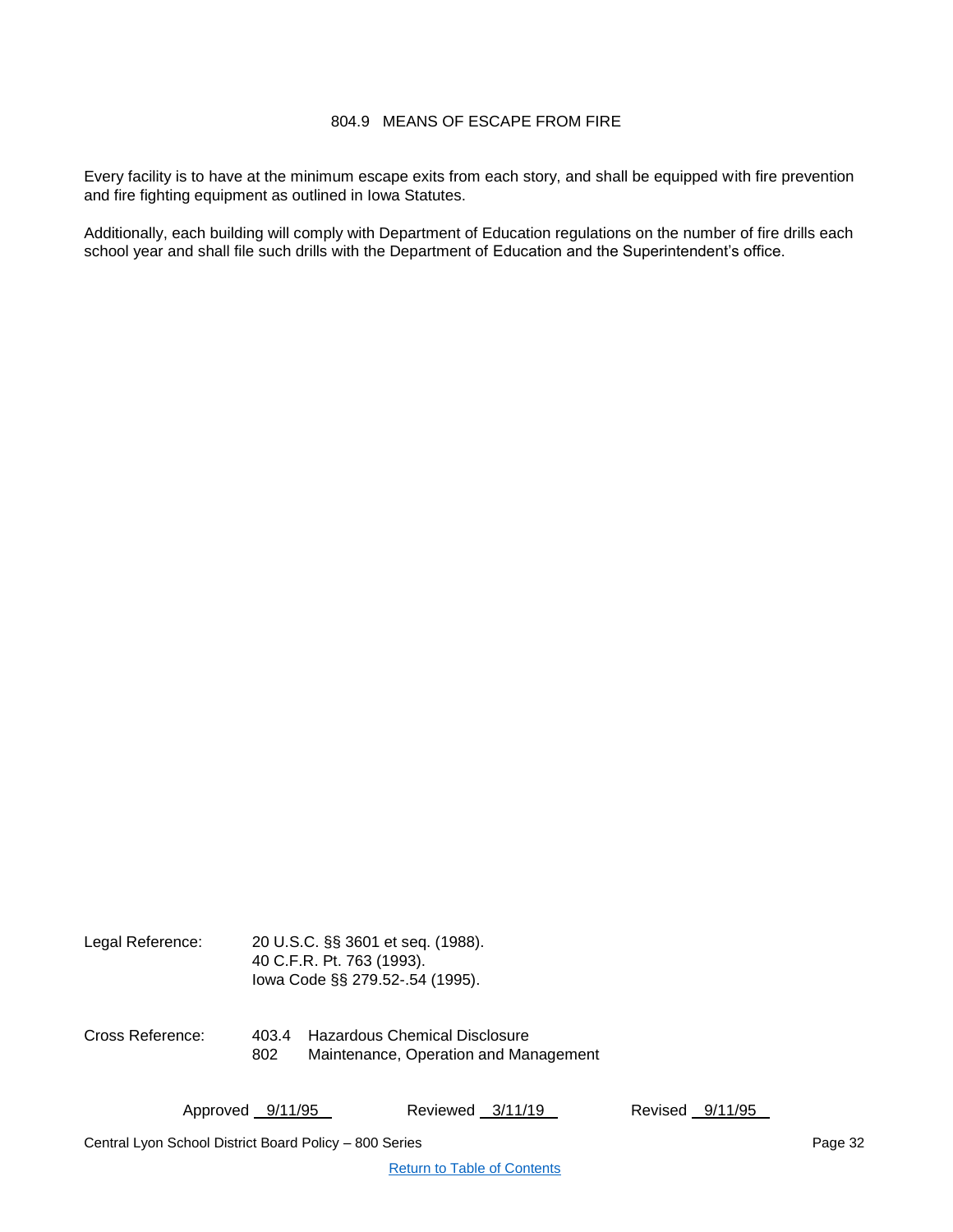## 804.9 MEANS OF ESCAPE FROM FIRE

Every facility is to have at the minimum escape exits from each story, and shall be equipped with fire prevention and fire fighting equipment as outlined in Iowa Statutes.

Additionally, each building will comply with Department of Education regulations on the number of fire drills each school year and shall file such drills with the Department of Education and the Superintendent's office.

Legal Reference: 20 U.S.C. §§ 3601 et seq. (1988).
40 C.F.R. Pt. 763 (1993).
Iowa Code §§ 279.52-.54 (1995).

Cross Reference: 403.4 Hazardous Chemical Disclosure
802 Maintenance, Operation and Management

Approved 9/11/95 Reviewed 3/11/19 Revised 9/11/95

[Return to Table of Contents]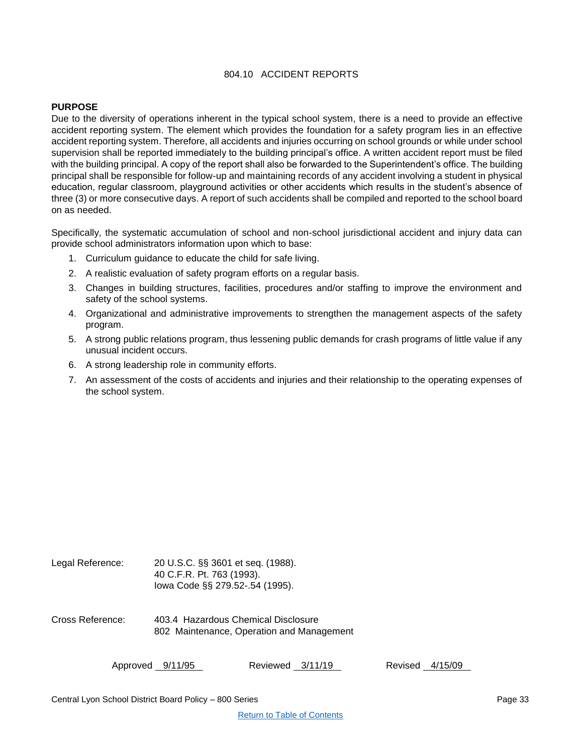# 804.10 ACCIDENT REPORTS

**PURPOSE**

Due to the diversity of operations inherent in the typical school system, there is a need to provide an effective accident reporting system. The element which provides the foundation for a safety program lies in an effective accident reporting system. Therefore, all accidents and injuries occurring on school grounds or while under school supervision shall be reported immediately to the building principal's office. A written accident report must be filed with the building principal. A copy of the report shall also be forwarded to the Superintendent's office. The building principal shall be responsible for follow-up and maintaining records of any accident involving a student in physical education, regular classroom, playground activities or other accidents which results in the student's absence of three (3) or more consecutive days. A report of such accidents shall be compiled and reported to the school board on as needed.

Specifically, the systematic accumulation of school and non-school jurisdictional accident and injury data can provide school administrators information upon which to base:

1. Curriculum guidance to educate the child for safe living.
2. A realistic evaluation of safety program efforts on a regular basis.
3. Changes in building structures, facilities, procedures and/or staffing to improve the environment and safety of the school systems.
4. Organizational and administrative improvements to strengthen the management aspects of the safety program.
5. A strong public relations program, thus lessening public demands for crash programs of little value if any unusual incident occurs.
6. A strong leadership role in community efforts.
7. An assessment of the costs of accidents and injuries and their relationship to the operating expenses of the school system.

Legal Reference: 20 U.S.C. §§ 3601 et seq. (1988).
40 C.F.R. Pt. 763 (1993).
Iowa Code §§ 279.52-.54 (1995).

Cross Reference: 403.4 Hazardous Chemical Disclosure
802 Maintenance, Operation and Management

Approved 9/11/95 Reviewed 3/11/19 Revised 4/15/09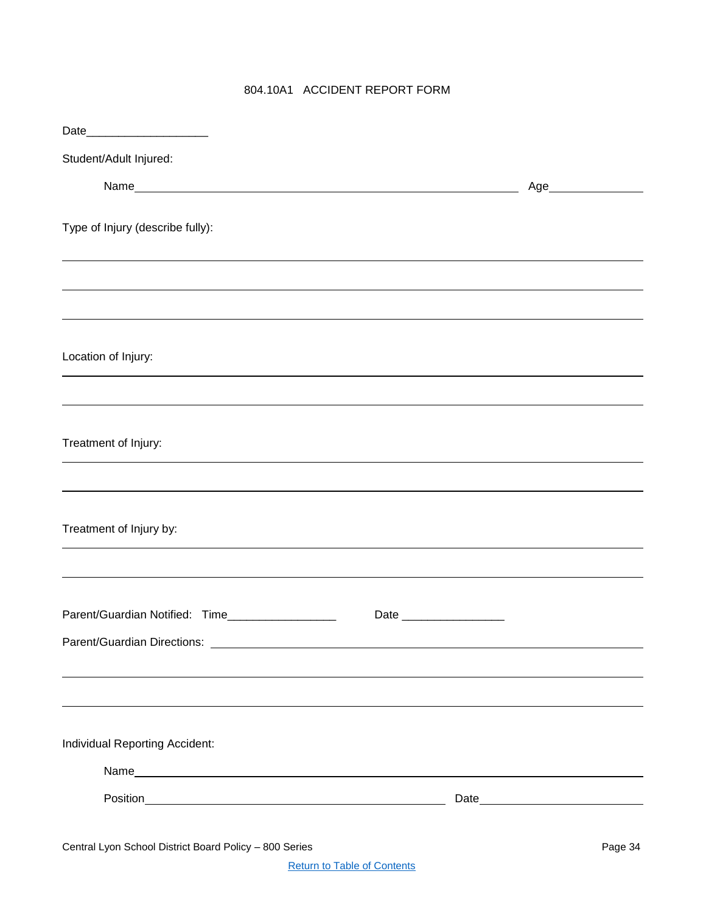# 804.10A1 ACCIDENT REPORT FORM

Date___________________

Student/Adult Injured:

Name______________________________________________________ Age______________

Type of Injury (describe fully):

_____________________________________________________________________________

_____________________________________________________________________________

_____________________________________________________________________________

Location of Injury:

_____________________________________________________________________________

_____________________________________________________________________________

Treatment of Injury:

_____________________________________________________________________________

_____________________________________________________________________________

Treatment of Injury by:

_____________________________________________________________________________

_____________________________________________________________________________

Parent/Guardian Notified: Time_________________ Date ________________

Parent/Guardian Directions: __________________________________________________

_____________________________________________________________________________

_____________________________________________________________________________

Individual Reporting Accident:

Name_________________________________________________________________________

Position____________________________________________ Date_______________________

Central Lyon School District Board Policy – 800 Series

Return to Table of Contents